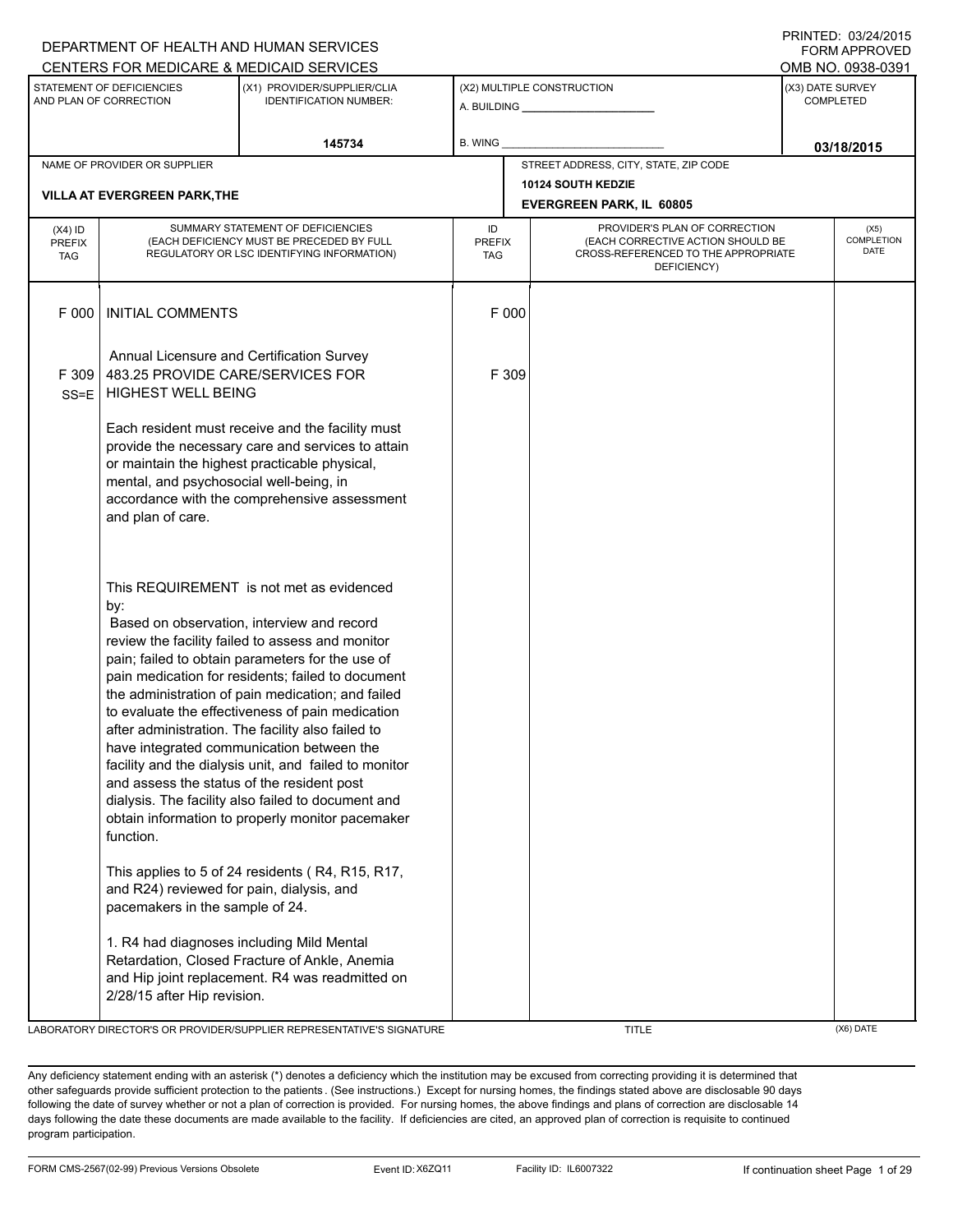DEPARTMENT OF HEALTH AND HUMAN SERVICES
CENTERS FOR MEDICARE & MEDICAID SERVICES

PRINTED: 03/24/2015
FORM APPROVED
OMB NO. 0938-0391

| STATEMENT OF DEFICIENCIES AND PLAN OF CORRECTION | (X1) PROVIDER/SUPPLIER/CLIA IDENTIFICATION NUMBER: | (X2) MULTIPLE CONSTRUCTION | (X3) DATE SURVEY COMPLETED |
|---|---|---|---|
| | 145734 | A. BUILDING ______ B. WING ______ | 03/18/2015 |

| NAME OF PROVIDER OR SUPPLIER | STREET ADDRESS, CITY, STATE, ZIP CODE |
|---|---|
| VILLA AT EVERGREEN PARK,THE | 10124 SOUTH KEDZIE EVERGREEN PARK, IL 60805 |

| (X4) ID PREFIX TAG | SUMMARY STATEMENT OF DEFICIENCIES (EACH DEFICIENCY MUST BE PRECEDED BY FULL REGULATORY OR LSC IDENTIFYING INFORMATION) | ID PREFIX TAG | PROVIDER'S PLAN OF CORRECTION (EACH CORRECTIVE ACTION SHOULD BE CROSS-REFERENCED TO THE APPROPRIATE DEFICIENCY) | (X5) COMPLETION DATE |
|---|---|---|---|---|
| F 000 | INITIAL COMMENTS<br><br>Annual Licensure and Certification Survey | F 000 | | |
| F 309 SS=E | 483.25 PROVIDE CARE/SERVICES FOR HIGHEST WELL BEING<br><br>Each resident must receive and the facility must provide the necessary care and services to attain or maintain the highest practicable physical, mental, and psychosocial well-being, in accordance with the comprehensive assessment and plan of care.<br><br>This REQUIREMENT is not met as evidenced by:<br>Based on observation, interview and record review the facility failed to assess and monitor pain; failed to obtain parameters for the use of pain medication for residents; failed to document the administration of pain medication; and failed to evaluate the effectiveness of pain medication after administration. The facility also failed to have integrated communication between the facility and the dialysis unit, and failed to monitor and assess the status of the resident post dialysis. The facility also failed to document and obtain information to properly monitor pacemaker function.<br><br>This applies to 5 of 24 residents ( R4, R15, R17, and R24) reviewed for pain, dialysis, and pacemakers in the sample of 24.<br><br>1. R4 had diagnoses including Mild Mental Retardation, Closed Fracture of Ankle, Anemia and Hip joint replacement. R4 was readmitted on 2/28/15 after Hip revision. | F 309 | | |

LABORATORY DIRECTOR'S OR PROVIDER/SUPPLIER REPRESENTATIVE'S SIGNATURE | TITLE | (X6) DATE

Any deficiency statement ending with an asterisk (*) denotes a deficiency which the institution may be excused from correcting providing it is determined that other safeguards provide sufficient protection to the patients . (See instructions.) Except for nursing homes, the findings stated above are disclosable 90 days following the date of survey whether or not a plan of correction is provided. For nursing homes, the above findings and plans of correction are disclosable 14 days following the date these documents are made available to the facility. If deficiencies are cited, an approved plan of correction is requisite to continued program participation.

FORM CMS-2567(02-99) Previous Versions Obsolete | Event ID: X6ZQ11 | Facility ID: IL6007322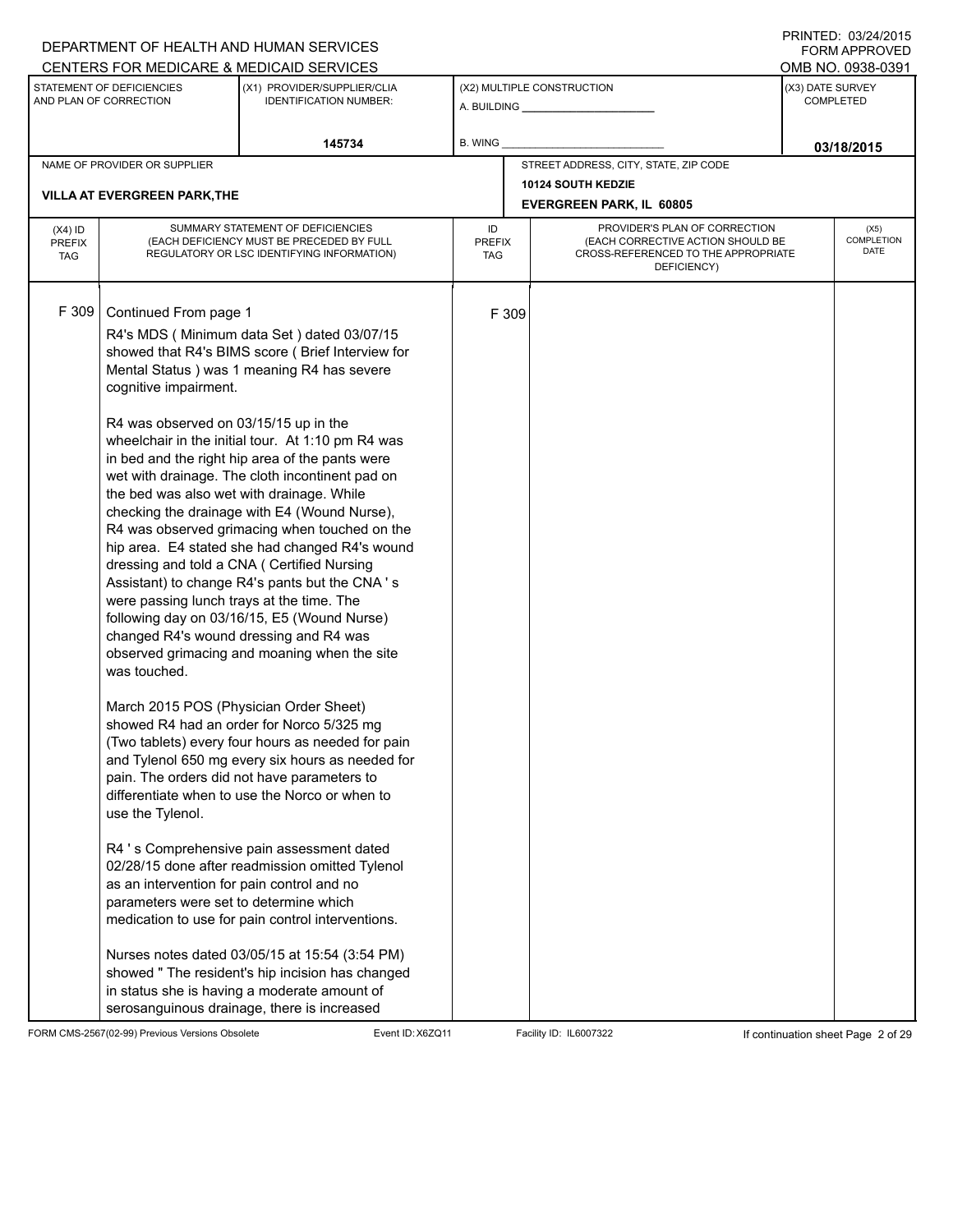DEPARTMENT OF HEALTH AND HUMAN SERVICES
CENTERS FOR MEDICARE & MEDICAID SERVICES

PRINTED: 03/24/2015
FORM APPROVED
OMB NO. 0938-0391

| STATEMENT OF DEFICIENCIES AND PLAN OF CORRECTION | (X1) PROVIDER/SUPPLIER/CLIA IDENTIFICATION NUMBER: | (X2) MULTIPLE CONSTRUCTION | (X3) DATE SURVEY COMPLETED |
|---|---|---|---|
| | 145734 | A. BUILDING ______ B. WING ______ | 03/18/2015 |

| NAME OF PROVIDER OR SUPPLIER | STREET ADDRESS, CITY, STATE, ZIP CODE |
|---|---|
| VILLA AT EVERGREEN PARK,THE | 10124 SOUTH KEDZIE EVERGREEN PARK, IL 60805 |

| (X4) ID PREFIX TAG | SUMMARY STATEMENT OF DEFICIENCIES (EACH DEFICIENCY MUST BE PRECEDED BY FULL REGULATORY OR LSC IDENTIFYING INFORMATION) | ID PREFIX TAG | PROVIDER'S PLAN OF CORRECTION (EACH CORRECTIVE ACTION SHOULD BE CROSS-REFERENCED TO THE APPROPRIATE DEFICIENCY) | (X5) COMPLETION DATE |
|---|---|---|---|---|
| F 309 | Continued From page 1<br><br>R4's MDS ( Minimum data Set ) dated 03/07/15 showed that R4's BIMS score ( Brief Interview for Mental Status ) was 1 meaning R4 has severe cognitive impairment.<br><br>R4 was observed on 03/15/15 up in the wheelchair in the initial tour. At 1:10 pm R4 was in bed and the right hip area of the pants were wet with drainage. The cloth incontinent pad on the bed was also wet with drainage. While checking the drainage with E4 (Wound Nurse), R4 was observed grimacing when touched on the hip area. E4 stated she had changed R4's wound dressing and told a CNA ( Certified Nursing Assistant) to change R4's pants but the CNA ' s were passing lunch trays at the time. The following day on 03/16/15, E5 (Wound Nurse) changed R4's wound dressing and R4 was observed grimacing and moaning when the site was touched.<br><br>March 2015 POS (Physician Order Sheet) showed R4 had an order for Norco 5/325 mg (Two tablets) every four hours as needed for pain and Tylenol 650 mg every six hours as needed for pain. The orders did not have parameters to differentiate when to use the Norco or when to use the Tylenol.<br><br>R4 ' s Comprehensive pain assessment dated 02/28/15 done after readmission omitted Tylenol as an intervention for pain control and no parameters were set to determine which medication to use for pain control interventions.<br><br>Nurses notes dated 03/05/15 at 15:54 (3:54 PM) showed " The resident's hip incision has changed in status she is having a moderate amount of serosanguinous drainage, there is increased | F 309 | | |

FORM CMS-2567(02-99) Previous Versions Obsolete Event ID: X6ZQ11 Facility ID: IL6007322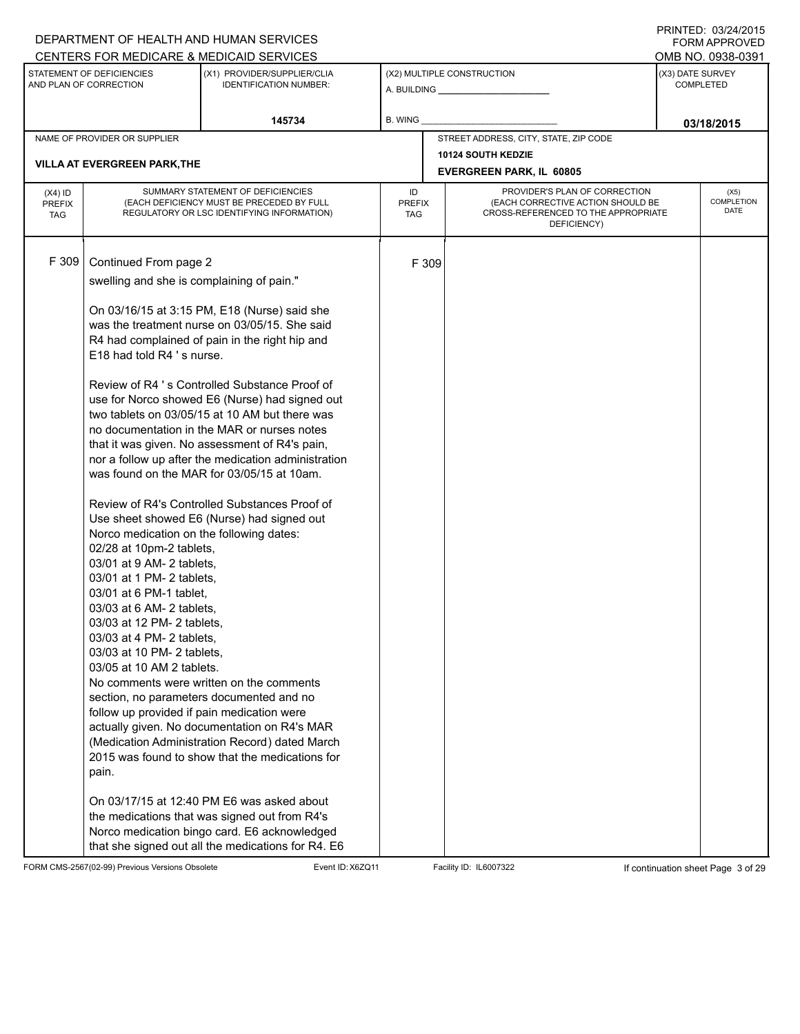DEPARTMENT OF HEALTH AND HUMAN SERVICES
CENTERS FOR MEDICARE & MEDICAID SERVICES

PRINTED: 03/24/2015
FORM APPROVED
OMB NO. 0938-0391

| STATEMENT OF DEFICIENCIES AND PLAN OF CORRECTION | (X1) PROVIDER/SUPPLIER/CLIA IDENTIFICATION NUMBER: | (X2) MULTIPLE CONSTRUCTION | (X3) DATE SURVEY COMPLETED |
|---|---|---|---|
| | 145734 | A. BUILDING ______ B. WING ______ | 03/18/2015 |

NAME OF PROVIDER OR SUPPLIER: VILLA AT EVERGREEN PARK,THE

STREET ADDRESS, CITY, STATE, ZIP CODE: 10124 SOUTH KEDZIE, EVERGREEN PARK, IL 60805

| (X4) ID PREFIX TAG | SUMMARY STATEMENT OF DEFICIENCIES (EACH DEFICIENCY MUST BE PRECEDED BY FULL REGULATORY OR LSC IDENTIFYING INFORMATION) | ID PREFIX TAG | PROVIDER'S PLAN OF CORRECTION (EACH CORRECTIVE ACTION SHOULD BE CROSS-REFERENCED TO THE APPROPRIATE DEFICIENCY) | (X5) COMPLETION DATE |
|---|---|---|---|---|
| F 309 | Continued From page 2<br>swelling and she is complaining of pain."<br><br>On 03/16/15 at 3:15 PM, E18 (Nurse) said she was the treatment nurse on 03/05/15. She said R4 had complained of pain in the right hip and E18 had told R4 ' s nurse.<br><br>Review of R4 ' s Controlled Substance Proof of use for Norco showed E6 (Nurse) had signed out two tablets on 03/05/15 at 10 AM but there was no documentation in the MAR or nurses notes that it was given. No assessment of R4's pain, nor a follow up after the medication administration was found on the MAR for 03/05/15 at 10am.<br><br>Review of R4's Controlled Substances Proof of Use sheet showed E6 (Nurse) had signed out Norco medication on the following dates:<br>02/28 at 10pm-2 tablets,<br>03/01 at 9 AM- 2 tablets,<br>03/01 at 1 PM- 2 tablets,<br>03/01 at 6 PM-1 tablet,<br>03/03 at 6 AM- 2 tablets,<br>03/03 at 12 PM- 2 tablets,<br>03/03 at 4 PM- 2 tablets,<br>03/03 at 10 PM- 2 tablets,<br>03/05 at 10 AM 2 tablets.<br>No comments were written on the comments section, no parameters documented and no follow up provided if pain medication were actually given. No documentation on R4's MAR (Medication Administration Record) dated March 2015 was found to show that the medications for pain.<br><br>On 03/17/15 at 12:40 PM E6 was asked about the medications that was signed out from R4's Norco medication bingo card. E6 acknowledged that she signed out all the medications for R4. E6 | F 309 | | |

FORM CMS-2567(02-99) Previous Versions Obsolete Event ID: X6ZQ11 Facility ID: IL6007322 If continuation sheet Page 3 of 29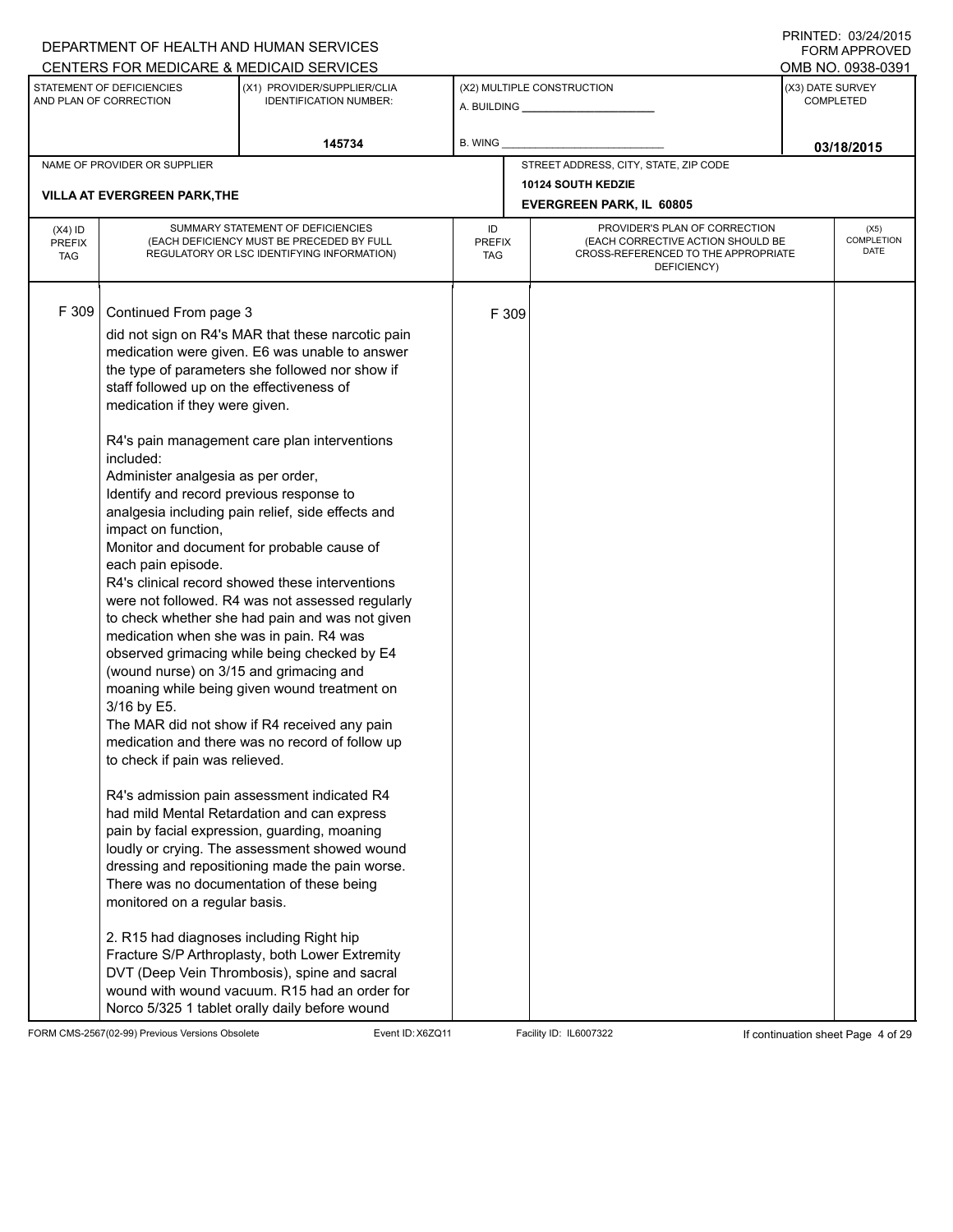DEPARTMENT OF HEALTH AND HUMAN SERVICES
CENTERS FOR MEDICARE & MEDICAID SERVICES

PRINTED: 03/24/2015
FORM APPROVED
OMB NO. 0938-0391

| STATEMENT OF DEFICIENCIES AND PLAN OF CORRECTION | (X1) PROVIDER/SUPPLIER/CLIA IDENTIFICATION NUMBER: | (X2) MULTIPLE CONSTRUCTION | (X3) DATE SURVEY COMPLETED |
|---|---|---|---|
| | 145734 | A. BUILDING ______ B. WING ______ | 03/18/2015 |

| NAME OF PROVIDER OR SUPPLIER | STREET ADDRESS, CITY, STATE, ZIP CODE |
|---|---|
| VILLA AT EVERGREEN PARK,THE | 10124 SOUTH KEDZIE EVERGREEN PARK, IL 60805 |

| (X4) ID PREFIX TAG | SUMMARY STATEMENT OF DEFICIENCIES (EACH DEFICIENCY MUST BE PRECEDED BY FULL REGULATORY OR LSC IDENTIFYING INFORMATION) | ID PREFIX TAG | PROVIDER'S PLAN OF CORRECTION (EACH CORRECTIVE ACTION SHOULD BE CROSS-REFERENCED TO THE APPROPRIATE DEFICIENCY) | (X5) COMPLETION DATE |
|---|---|---|---|---|
| F 309 | Continued From page 3 | F 309 | | |

did not sign on R4's MAR that these narcotic pain medication were given. E6 was unable to answer the type of parameters she followed nor show if staff followed up on the effectiveness of medication if they were given.

R4's pain management care plan interventions included:
Administer analgesia as per order,
Identify and record previous response to analgesia including pain relief, side effects and impact on function,
Monitor and document for probable cause of each pain episode.
R4's clinical record showed these interventions were not followed. R4 was not assessed regularly to check whether she had pain and was not given medication when she was in pain. R4 was observed grimacing while being checked by E4 (wound nurse) on 3/15 and grimacing and moaning while being given wound treatment on 3/16 by E5.
The MAR did not show if R4 received any pain medication and there was no record of follow up to check if pain was relieved.

R4's admission pain assessment indicated R4 had mild Mental Retardation and can express pain by facial expression, guarding, moaning loudly or crying. The assessment showed wound dressing and repositioning made the pain worse. There was no documentation of these being monitored on a regular basis.

2. R15 had diagnoses including Right hip Fracture S/P Arthroplasty, both Lower Extremity DVT (Deep Vein Thrombosis), spine and sacral wound with wound vacuum. R15 had an order for Norco 5/325 1 tablet orally daily before wound

FORM CMS-2567(02-99) Previous Versions Obsolete Event ID: X6ZQ11 Facility ID: IL6007322 If continuation sheet Page 4 of 29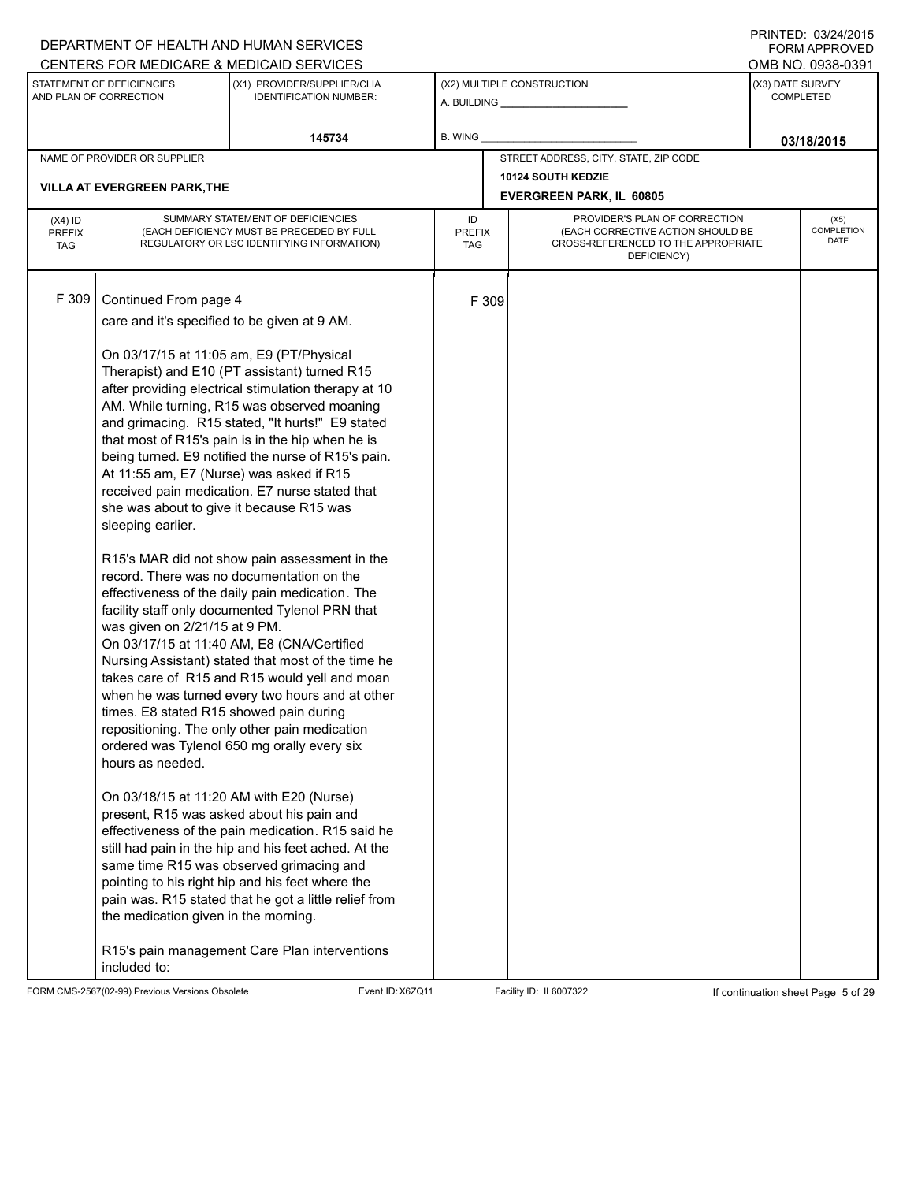DEPARTMENT OF HEALTH AND HUMAN SERVICES
CENTERS FOR MEDICARE & MEDICAID SERVICES

PRINTED: 03/24/2015
FORM APPROVED
OMB NO. 0938-0391

| STATEMENT OF DEFICIENCIES AND PLAN OF CORRECTION | (X1) PROVIDER/SUPPLIER/CLIA IDENTIFICATION NUMBER: | (X2) MULTIPLE CONSTRUCTION | (X3) DATE SURVEY COMPLETED |
|---|---|---|---|
| | 145734 | A. BUILDING ______ B. WING ______ | 03/18/2015 |

| NAME OF PROVIDER OR SUPPLIER | STREET ADDRESS, CITY, STATE, ZIP CODE |
|---|---|
| VILLA AT EVERGREEN PARK,THE | 10124 SOUTH KEDZIE EVERGREEN PARK, IL 60805 |

| (X4) ID PREFIX TAG | SUMMARY STATEMENT OF DEFICIENCIES (EACH DEFICIENCY MUST BE PRECEDED BY FULL REGULATORY OR LSC IDENTIFYING INFORMATION) | ID PREFIX TAG | PROVIDER'S PLAN OF CORRECTION (EACH CORRECTIVE ACTION SHOULD BE CROSS-REFERENCED TO THE APPROPRIATE DEFICIENCY) | (X5) COMPLETION DATE |
|---|---|---|---|---|
| F 309 | Continued From page 4 | F 309 | | |

care and it's specified to be given at 9 AM.

On 03/17/15 at 11:05 am, E9 (PT/Physical Therapist) and E10 (PT assistant) turned R15 after providing electrical stimulation therapy at 10 AM. While turning, R15 was observed moaning and grimacing. R15 stated, "It hurts!" E9 stated that most of R15's pain is in the hip when he is being turned. E9 notified the nurse of R15's pain. At 11:55 am, E7 (Nurse) was asked if R15 received pain medication. E7 nurse stated that she was about to give it because R15 was sleeping earlier.

R15's MAR did not show pain assessment in the record. There was no documentation on the effectiveness of the daily pain medication. The facility staff only documented Tylenol PRN that was given on 2/21/15 at 9 PM.
On 03/17/15 at 11:40 AM, E8 (CNA/Certified Nursing Assistant) stated that most of the time he takes care of R15 and R15 would yell and moan when he was turned every two hours and at other times. E8 stated R15 showed pain during repositioning. The only other pain medication ordered was Tylenol 650 mg orally every six hours as needed.

On 03/18/15 at 11:20 AM with E20 (Nurse) present, R15 was asked about his pain and effectiveness of the pain medication. R15 said he still had pain in the hip and his feet ached. At the same time R15 was observed grimacing and pointing to his right hip and his feet where the pain was. R15 stated that he got a little relief from the medication given in the morning.

R15's pain management Care Plan interventions included to:

FORM CMS-2567(02-99) Previous Versions Obsolete Event ID: X6ZQ11 Facility ID: IL6007322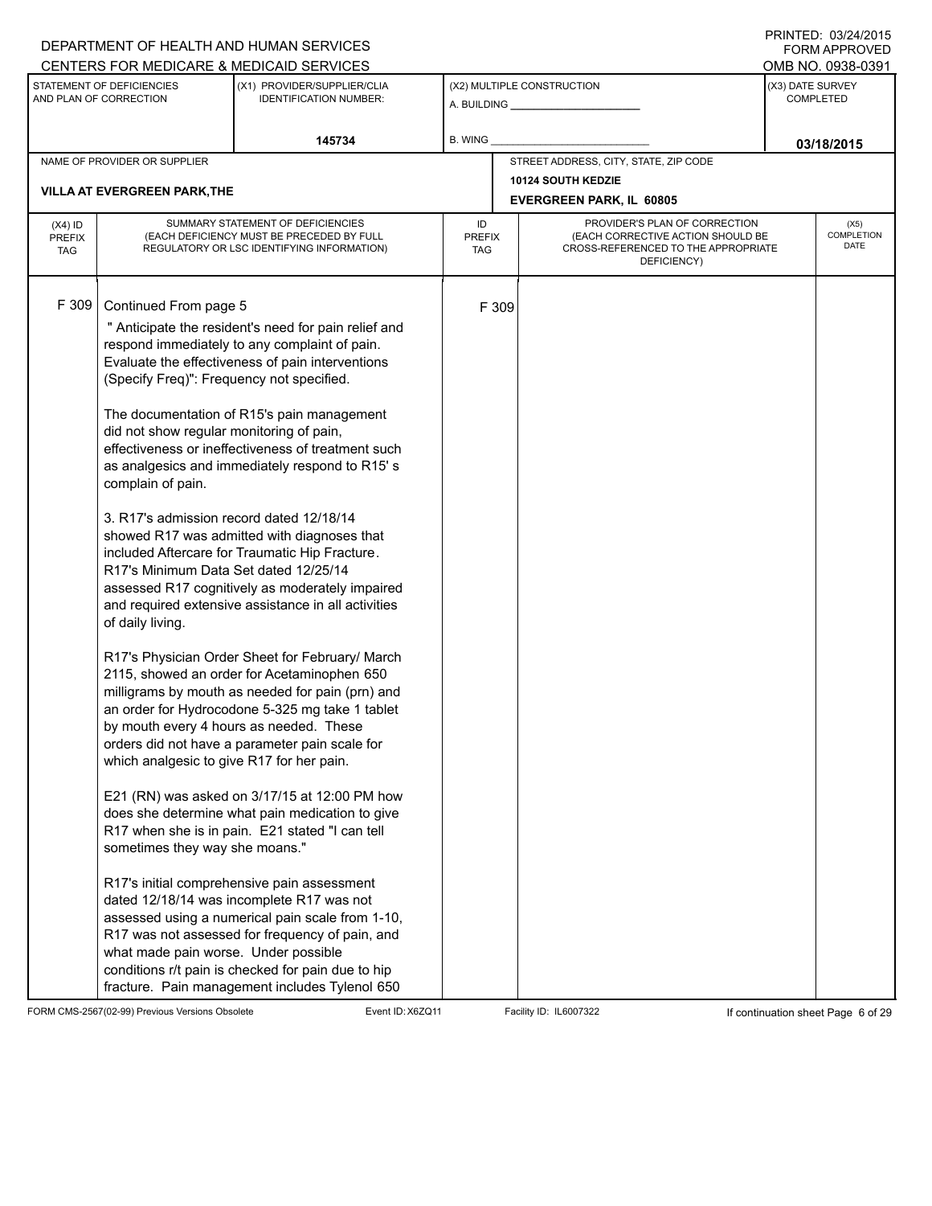DEPARTMENT OF HEALTH AND HUMAN SERVICES
CENTERS FOR MEDICARE & MEDICAID SERVICES

PRINTED: 03/24/2015
FORM APPROVED
OMB NO. 0938-0391

| STATEMENT OF DEFICIENCIES AND PLAN OF CORRECTION | (X1) PROVIDER/SUPPLIER/CLIA IDENTIFICATION NUMBER: | (X2) MULTIPLE CONSTRUCTION | (X3) DATE SURVEY COMPLETED |
|---|---|---|---|
| | 145734 | A. BUILDING ______ B. WING ______ | 03/18/2015 |

| NAME OF PROVIDER OR SUPPLIER | STREET ADDRESS, CITY, STATE, ZIP CODE |
|---|---|
| VILLA AT EVERGREEN PARK,THE | 10124 SOUTH KEDZIE EVERGREEN PARK, IL 60805 |

| (X4) ID PREFIX TAG | SUMMARY STATEMENT OF DEFICIENCIES (EACH DEFICIENCY MUST BE PRECEDED BY FULL REGULATORY OR LSC IDENTIFYING INFORMATION) | ID PREFIX TAG | PROVIDER'S PLAN OF CORRECTION (EACH CORRECTIVE ACTION SHOULD BE CROSS-REFERENCED TO THE APPROPRIATE DEFICIENCY) | (X5) COMPLETION DATE |
|---|---|---|---|---|
| F 309 | Continued From page 5 | F 309 | | |

" Anticipate the resident's need for pain relief and respond immediately to any complaint of pain. Evaluate the effectiveness of pain interventions (Specify Freq)": Frequency not specified.

The documentation of R15's pain management did not show regular monitoring of pain, effectiveness or ineffectiveness of treatment such as analgesics and immediately respond to R15' s complain of pain.

3. R17's admission record dated 12/18/14 showed R17 was admitted with diagnoses that included Aftercare for Traumatic Hip Fracture. R17's Minimum Data Set dated 12/25/14 assessed R17 cognitively as moderately impaired and required extensive assistance in all activities of daily living.

R17's Physician Order Sheet for February/ March 2115, showed an order for Acetaminophen 650 milligrams by mouth as needed for pain (prn) and an order for Hydrocodone 5-325 mg take 1 tablet by mouth every 4 hours as needed. These orders did not have a parameter pain scale for which analgesic to give R17 for her pain.

E21 (RN) was asked on 3/17/15 at 12:00 PM how does she determine what pain medication to give R17 when she is in pain. E21 stated "I can tell sometimes they way she moans."

R17's initial comprehensive pain assessment dated 12/18/14 was incomplete R17 was not assessed using a numerical pain scale from 1-10, R17 was not assessed for frequency of pain, and what made pain worse. Under possible conditions r/t pain is checked for pain due to hip fracture. Pain management includes Tylenol 650

FORM CMS-2567(02-99) Previous Versions Obsolete    Event ID: X6ZQ11    Facility ID: IL6007322    If continuation sheet Page 6 of 29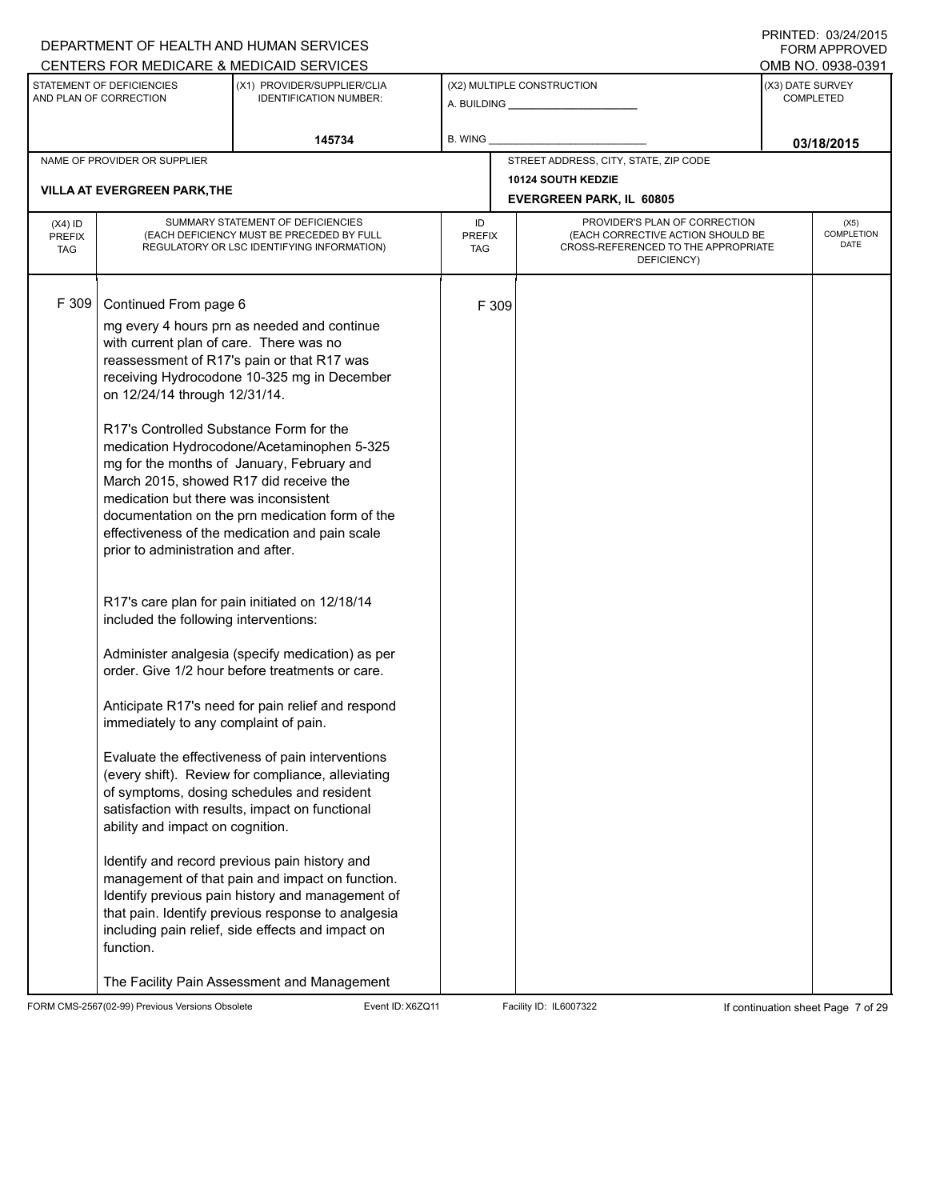DEPARTMENT OF HEALTH AND HUMAN SERVICES
CENTERS FOR MEDICARE & MEDICAID SERVICES

PRINTED: 03/24/2015
FORM APPROVED
OMB NO. 0938-0391

| STATEMENT OF DEFICIENCIES AND PLAN OF CORRECTION | (X1) PROVIDER/SUPPLIER/CLIA IDENTIFICATION NUMBER: | (X2) MULTIPLE CONSTRUCTION | (X3) DATE SURVEY COMPLETED |
|---|---|---|---|
| | 145734 | A. BUILDING ___ B. WING ___ | 03/18/2015 |

| NAME OF PROVIDER OR SUPPLIER | STREET ADDRESS, CITY, STATE, ZIP CODE |
|---|---|
| VILLA AT EVERGREEN PARK,THE | 10124 SOUTH KEDZIE EVERGREEN PARK, IL 60805 |

| (X4) ID PREFIX TAG | SUMMARY STATEMENT OF DEFICIENCIES (EACH DEFICIENCY MUST BE PRECEDED BY FULL REGULATORY OR LSC IDENTIFYING INFORMATION) | ID PREFIX TAG | PROVIDER'S PLAN OF CORRECTION (EACH CORRECTIVE ACTION SHOULD BE CROSS-REFERENCED TO THE APPROPRIATE DEFICIENCY) | (X5) COMPLETION DATE |
|---|---|---|---|---|
| F 309 | Continued From page 6 | F 309 | | |

mg every 4 hours prn as needed and continue with current plan of care. There was no reassessment of R17's pain or that R17 was receiving Hydrocodone 10-325 mg in December on 12/24/14 through 12/31/14.

R17's Controlled Substance Form for the medication Hydrocodone/Acetaminophen 5-325 mg for the months of January, February and March 2015, showed R17 did receive the medication but there was inconsistent documentation on the prn medication form of the effectiveness of the medication and pain scale prior to administration and after.

R17's care plan for pain initiated on 12/18/14 included the following interventions:

Administer analgesia (specify medication) as per order. Give 1/2 hour before treatments or care.

Anticipate R17's need for pain relief and respond immediately to any complaint of pain.

Evaluate the effectiveness of pain interventions (every shift). Review for compliance, alleviating of symptoms, dosing schedules and resident satisfaction with results, impact on functional ability and impact on cognition.

Identify and record previous pain history and management of that pain and impact on function. Identify previous pain history and management of that pain. Identify previous response to analgesia including pain relief, side effects and impact on function.

The Facility Pain Assessment and Management

FORM CMS-2567(02-99) Previous Versions Obsolete Event ID: X6ZQ11 Facility ID: IL6007322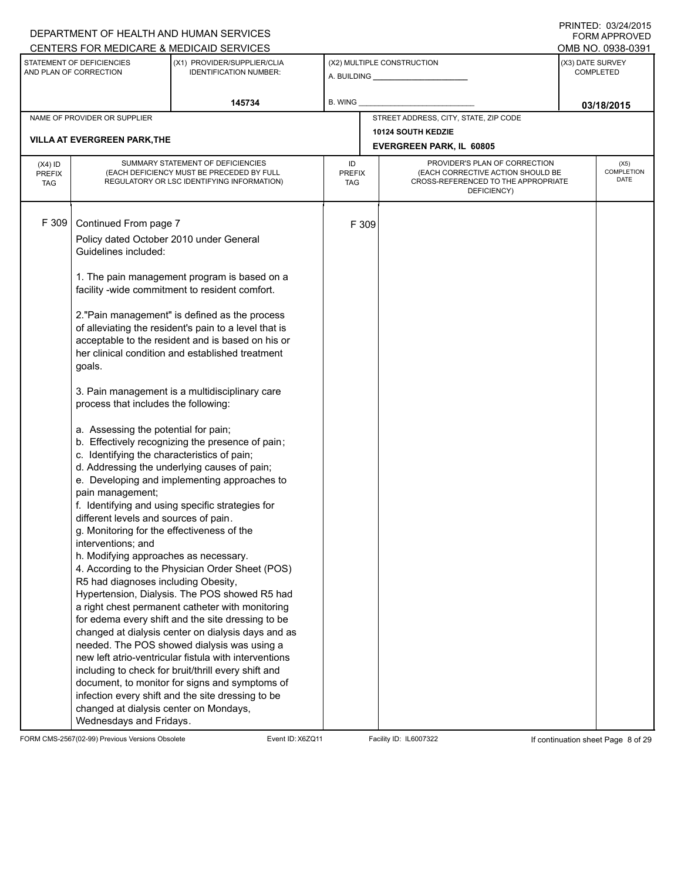DEPARTMENT OF HEALTH AND HUMAN SERVICES
CENTERS FOR MEDICARE & MEDICAID SERVICES

PRINTED: 03/24/2015
FORM APPROVED
OMB NO. 0938-0391

| STATEMENT OF DEFICIENCIES AND PLAN OF CORRECTION | (X1) PROVIDER/SUPPLIER/CLIA IDENTIFICATION NUMBER: | (X2) MULTIPLE CONSTRUCTION | (X3) DATE SURVEY COMPLETED |
|---|---|---|---|
| | 145734 | A. BUILDING ______ B. WING ______ | 03/18/2015 |

| NAME OF PROVIDER OR SUPPLIER | STREET ADDRESS, CITY, STATE, ZIP CODE |
|---|---|
| VILLA AT EVERGREEN PARK,THE | 10124 SOUTH KEDZIE EVERGREEN PARK, IL 60805 |

| (X4) ID PREFIX TAG | SUMMARY STATEMENT OF DEFICIENCIES (EACH DEFICIENCY MUST BE PRECEDED BY FULL REGULATORY OR LSC IDENTIFYING INFORMATION) | ID PREFIX TAG | PROVIDER'S PLAN OF CORRECTION (EACH CORRECTIVE ACTION SHOULD BE CROSS-REFERENCED TO THE APPROPRIATE DEFICIENCY) | (X5) COMPLETION DATE |
|---|---|---|---|---|
| F 309 | Continued From page 7 | F 309 | | |

Policy dated October 2010 under General Guidelines included:

1. The pain management program is based on a facility -wide commitment to resident comfort.

2."Pain management" is defined as the process of alleviating the resident's pain to a level that is acceptable to the resident and is based on his or her clinical condition and established treatment goals.

3. Pain management is a multidisciplinary care process that includes the following:

a. Assessing the potential for pain;
b. Effectively recognizing the presence of pain;
c. Identifying the characteristics of pain;
d. Addressing the underlying causes of pain;
e. Developing and implementing approaches to pain management;
f. Identifying and using specific strategies for different levels and sources of pain.
g. Monitoring for the effectiveness of the interventions; and
h. Modifying approaches as necessary.

4. According to the Physician Order Sheet (POS) R5 had diagnoses including Obesity, Hypertension, Dialysis. The POS showed R5 had a right chest permanent catheter with monitoring for edema every shift and the site dressing to be changed at dialysis center on dialysis days and as needed. The POS showed dialysis was using a new left atrio-ventricular fistula with interventions including to check for bruit/thrill every shift and document, to monitor for signs and symptoms of infection every shift and the site dressing to be changed at dialysis center on Mondays, Wednesdays and Fridays.

FORM CMS-2567(02-99) Previous Versions Obsolete Event ID: X6ZQ11 Facility ID: IL6007322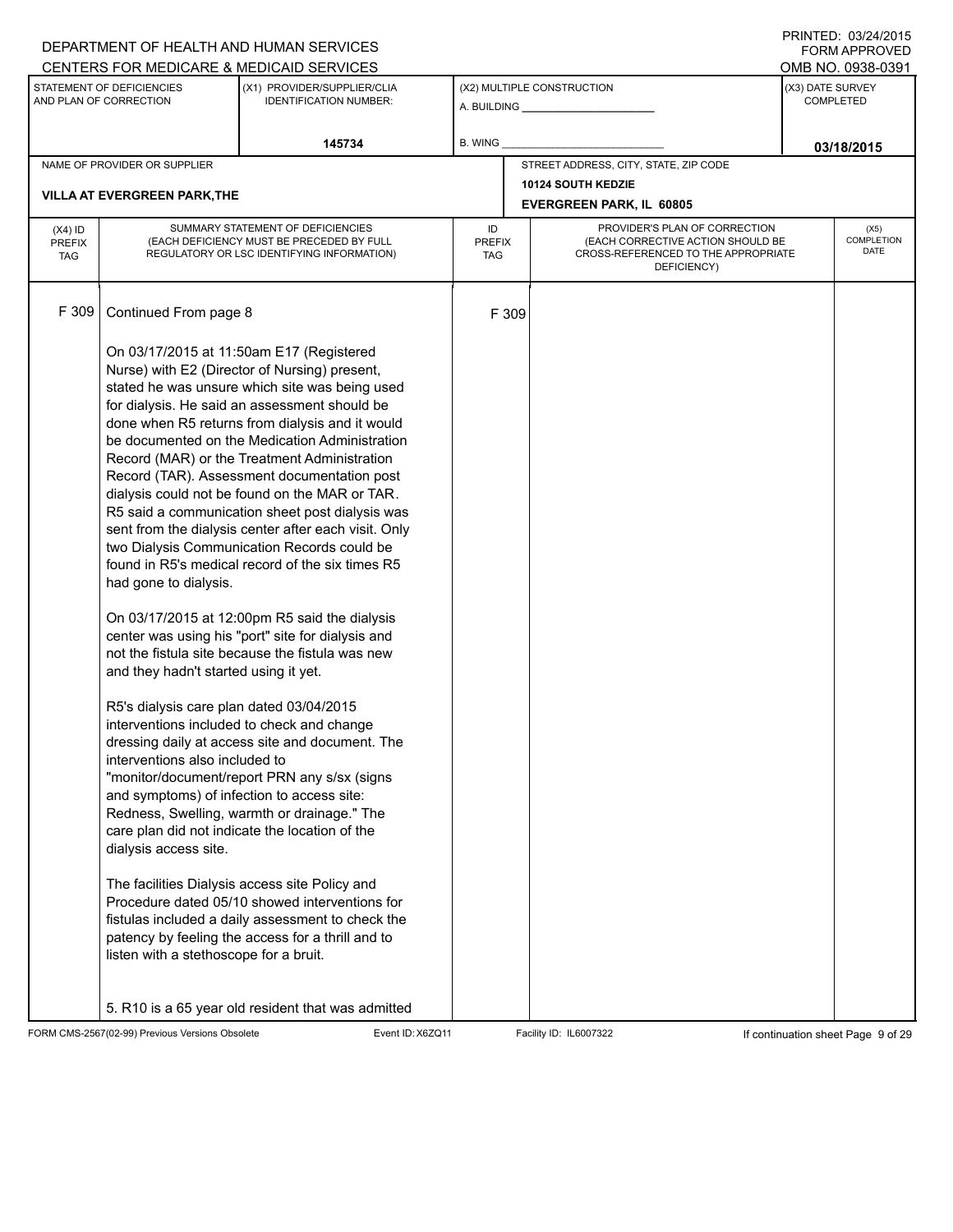DEPARTMENT OF HEALTH AND HUMAN SERVICES
CENTERS FOR MEDICARE & MEDICAID SERVICES

PRINTED: 03/24/2015
FORM APPROVED
OMB NO. 0938-0391

| STATEMENT OF DEFICIENCIES AND PLAN OF CORRECTION | (X1) PROVIDER/SUPPLIER/CLIA IDENTIFICATION NUMBER: | (X2) MULTIPLE CONSTRUCTION | (X3) DATE SURVEY COMPLETED |
|---|---|---|---|
| | 145734 | A. BUILDING ______ B. WING ______ | 03/18/2015 |

| NAME OF PROVIDER OR SUPPLIER | STREET ADDRESS, CITY, STATE, ZIP CODE |
|---|---|
| VILLA AT EVERGREEN PARK,THE | 10124 SOUTH KEDZIE EVERGREEN PARK, IL 60805 |

| (X4) ID PREFIX TAG | SUMMARY STATEMENT OF DEFICIENCIES (EACH DEFICIENCY MUST BE PRECEDED BY FULL REGULATORY OR LSC IDENTIFYING INFORMATION) | ID PREFIX TAG | PROVIDER'S PLAN OF CORRECTION (EACH CORRECTIVE ACTION SHOULD BE CROSS-REFERENCED TO THE APPROPRIATE DEFICIENCY) | (X5) COMPLETION DATE |
|---|---|---|---|---|
| F 309 | Continued From page 8 | F 309 | | |

On 03/17/2015 at 11:50am E17 (Registered Nurse) with E2 (Director of Nursing) present, stated he was unsure which site was being used for dialysis. He said an assessment should be done when R5 returns from dialysis and it would be documented on the Medication Administration Record (MAR) or the Treatment Administration Record (TAR). Assessment documentation post dialysis could not be found on the MAR or TAR. R5 said a communication sheet post dialysis was sent from the dialysis center after each visit. Only two Dialysis Communication Records could be found in R5's medical record of the six times R5 had gone to dialysis.

On 03/17/2015 at 12:00pm R5 said the dialysis center was using his "port" site for dialysis and not the fistula site because the fistula was new and they hadn't started using it yet.

R5's dialysis care plan dated 03/04/2015 interventions included to check and change dressing daily at access site and document. The interventions also included to "monitor/document/report PRN any s/sx (signs and symptoms) of infection to access site: Redness, Swelling, warmth or drainage." The care plan did not indicate the location of the dialysis access site.

The facilities Dialysis access site Policy and Procedure dated 05/10 showed interventions for fistulas included a daily assessment to check the patency by feeling the access for a thrill and to listen with a stethoscope for a bruit.

5. R10 is a 65 year old resident that was admitted

FORM CMS-2567(02-99) Previous Versions Obsolete Event ID: X6ZQ11 Facility ID: IL6007322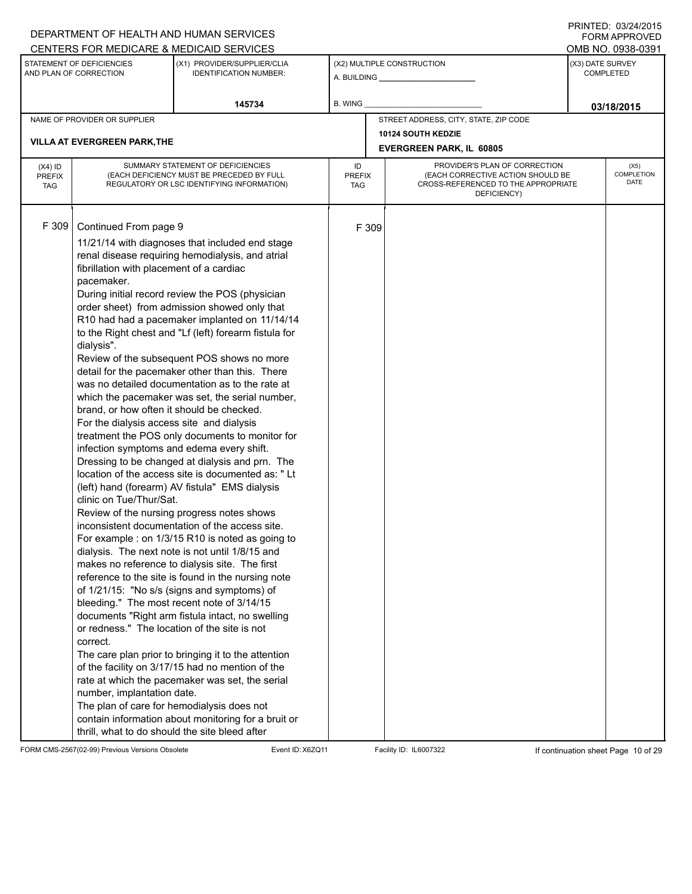DEPARTMENT OF HEALTH AND HUMAN SERVICES
CENTERS FOR MEDICARE & MEDICAID SERVICES

PRINTED: 03/24/2015
FORM APPROVED
OMB NO. 0938-0391

| STATEMENT OF DEFICIENCIES AND PLAN OF CORRECTION | (X1) PROVIDER/SUPPLIER/CLIA IDENTIFICATION NUMBER: | (X2) MULTIPLE CONSTRUCTION | (X3) DATE SURVEY COMPLETED |
|---|---|---|---|
| | 145734 | A. BUILDING ______ B. WING ______ | 03/18/2015 |

| NAME OF PROVIDER OR SUPPLIER | STREET ADDRESS, CITY, STATE, ZIP CODE |
|---|---|
| VILLA AT EVERGREEN PARK,THE | 10124 SOUTH KEDZIE EVERGREEN PARK, IL 60805 |

| (X4) ID PREFIX TAG | SUMMARY STATEMENT OF DEFICIENCIES (EACH DEFICIENCY MUST BE PRECEDED BY FULL REGULATORY OR LSC IDENTIFYING INFORMATION) | ID PREFIX TAG | PROVIDER'S PLAN OF CORRECTION (EACH CORRECTIVE ACTION SHOULD BE CROSS-REFERENCED TO THE APPROPRIATE DEFICIENCY) | (X5) COMPLETION DATE |
|---|---|---|---|---|
| F 309 | Continued From page 9<br>11/21/14 with diagnoses that included end stage renal disease requiring hemodialysis, and atrial fibrillation with placement of a cardiac pacemaker.<br>During initial record review the POS (physician order sheet) from admission showed only that R10 had had a pacemaker implanted on 11/14/14 to the Right chest and "Lf (left) forearm fistula for dialysis".<br>Review of the subsequent POS shows no more detail for the pacemaker other than this. There was no detailed documentation as to the rate at which the pacemaker was set, the serial number, brand, or how often it should be checked.<br>For the dialysis access site and dialysis treatment the POS only documents to monitor for infection symptoms and edema every shift. Dressing to be changed at dialysis and prn. The location of the access site is documented as: " Lt (left) hand (forearm) AV fistula" EMS dialysis clinic on Tue/Thur/Sat.<br>Review of the nursing progress notes shows inconsistent documentation of the access site. For example : on 1/3/15 R10 is noted as going to dialysis. The next note is not until 1/8/15 and makes no reference to dialysis site. The first reference to the site is found in the nursing note of 1/21/15: "No s/s (signs and symptoms) of bleeding." The most recent note of 3/14/15 documents "Right arm fistula intact, no swelling or redness." The location of the site is not correct.<br>The care plan prior to bringing it to the attention of the facility on 3/17/15 had no mention of the rate at which the pacemaker was set, the serial number, implantation date.<br>The plan of care for hemodialysis does not contain information about monitoring for a bruit or thrill, what to do should the site bleed after | F 309 | | |

FORM CMS-2567(02-99) Previous Versions Obsolete Event ID: X6ZQ11 Facility ID: IL6007322 If continuation sheet Page 10 of 29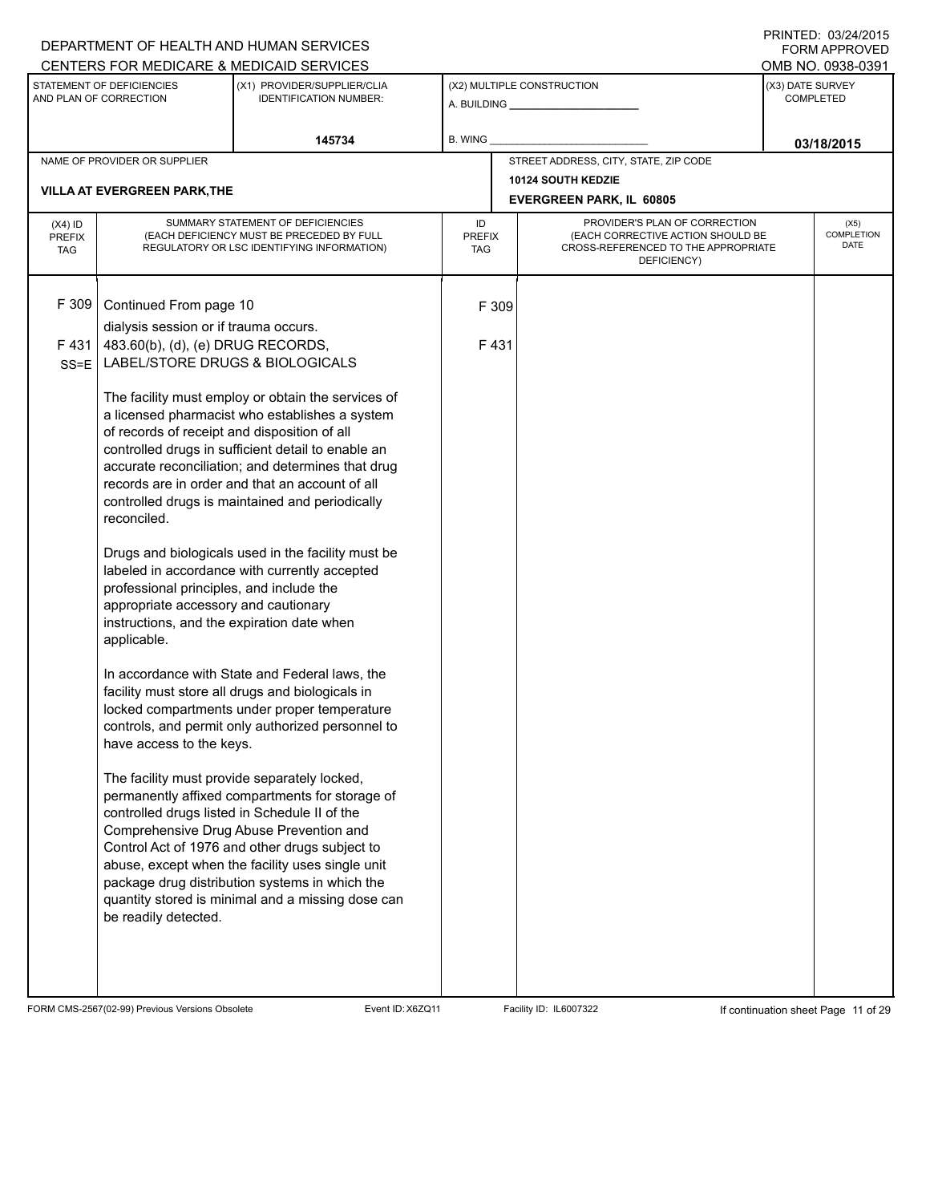DEPARTMENT OF HEALTH AND HUMAN SERVICES
CENTERS FOR MEDICARE & MEDICAID SERVICES

PRINTED: 03/24/2015
FORM APPROVED
OMB NO. 0938-0391

| STATEMENT OF DEFICIENCIES AND PLAN OF CORRECTION | (X1) PROVIDER/SUPPLIER/CLIA IDENTIFICATION NUMBER: | (X2) MULTIPLE CONSTRUCTION | (X3) DATE SURVEY COMPLETED |
|---|---|---|---|
| | 145734 | A. BUILDING ______ B. WING ______ | 03/18/2015 |

| NAME OF PROVIDER OR SUPPLIER | STREET ADDRESS, CITY, STATE, ZIP CODE |
|---|---|
| VILLA AT EVERGREEN PARK,THE | 10124 SOUTH KEDZIE EVERGREEN PARK, IL 60805 |

| (X4) ID PREFIX TAG | SUMMARY STATEMENT OF DEFICIENCIES (EACH DEFICIENCY MUST BE PRECEDED BY FULL REGULATORY OR LSC IDENTIFYING INFORMATION) | ID PREFIX TAG | PROVIDER'S PLAN OF CORRECTION (EACH CORRECTIVE ACTION SHOULD BE CROSS-REFERENCED TO THE APPROPRIATE DEFICIENCY) | (X5) COMPLETION DATE |
|---|---|---|---|---|
| F 309 | Continued From page 10<br>dialysis session or if trauma occurs. | F 309 | | |
| F 431 SS=E | 483.60(b), (d), (e) DRUG RECORDS, LABEL/STORE DRUGS & BIOLOGICALS<br><br>The facility must employ or obtain the services of a licensed pharmacist who establishes a system of records of receipt and disposition of all controlled drugs in sufficient detail to enable an accurate reconciliation; and determines that drug records are in order and that an account of all controlled drugs is maintained and periodically reconciled.<br><br>Drugs and biologicals used in the facility must be labeled in accordance with currently accepted professional principles, and include the appropriate accessory and cautionary instructions, and the expiration date when applicable.<br><br>In accordance with State and Federal laws, the facility must store all drugs and biologicals in locked compartments under proper temperature controls, and permit only authorized personnel to have access to the keys.<br><br>The facility must provide separately locked, permanently affixed compartments for storage of controlled drugs listed in Schedule II of the Comprehensive Drug Abuse Prevention and Control Act of 1976 and other drugs subject to abuse, except when the facility uses single unit package drug distribution systems in which the quantity stored is minimal and a missing dose can be readily detected. | F 431 | | |

FORM CMS-2567(02-99) Previous Versions Obsolete Event ID: X6ZQ11 Facility ID: IL6007322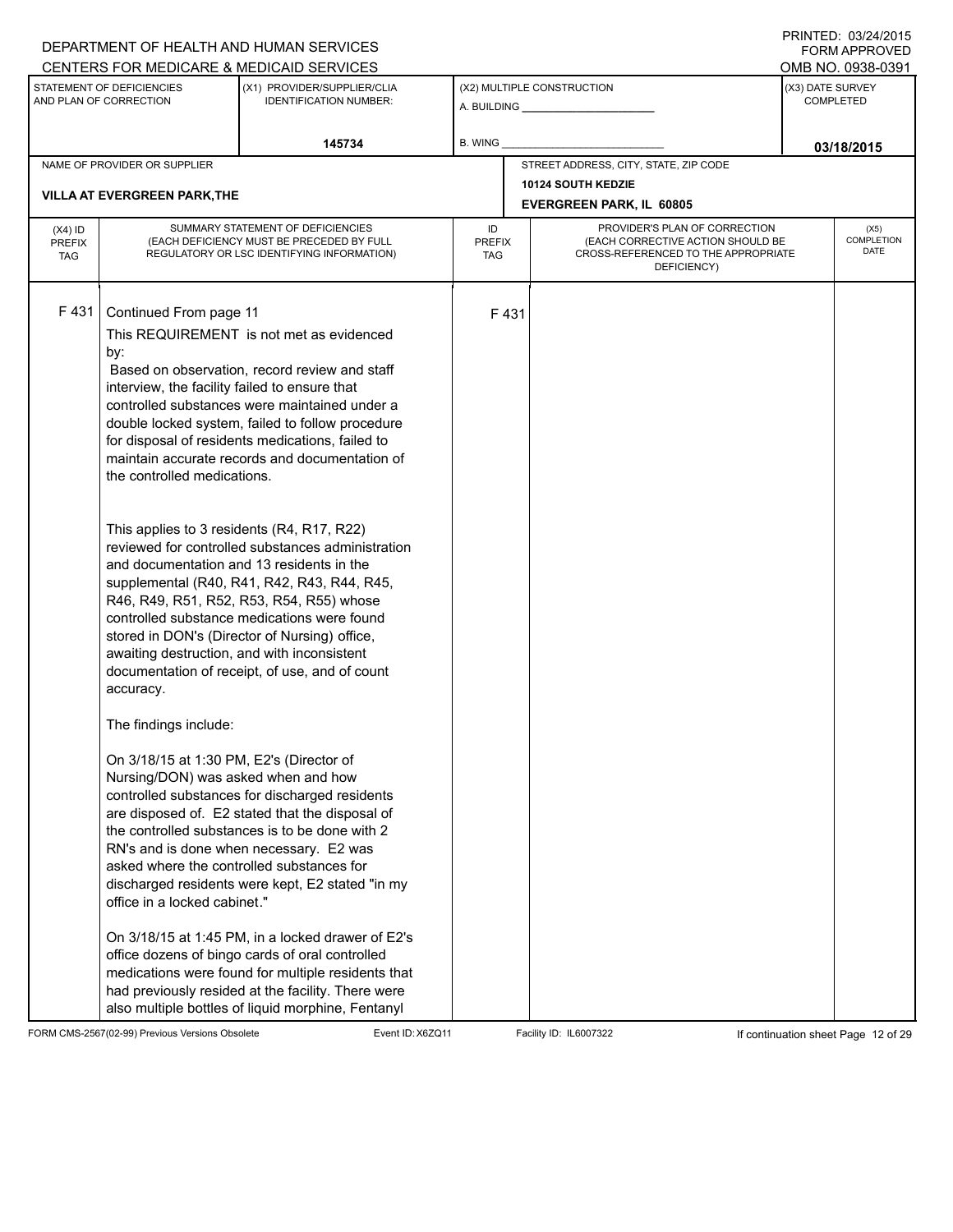DEPARTMENT OF HEALTH AND HUMAN SERVICES
CENTERS FOR MEDICARE & MEDICAID SERVICES

PRINTED: 03/24/2015
FORM APPROVED
OMB NO. 0938-0391

| STATEMENT OF DEFICIENCIES AND PLAN OF CORRECTION | (X1) PROVIDER/SUPPLIER/CLIA IDENTIFICATION NUMBER: | (X2) MULTIPLE CONSTRUCTION | (X3) DATE SURVEY COMPLETED |
|---|---|---|---|
| | 145734 | A. BUILDING ______ B. WING ______ | 03/18/2015 |

| NAME OF PROVIDER OR SUPPLIER | STREET ADDRESS, CITY, STATE, ZIP CODE |
|---|---|
| VILLA AT EVERGREEN PARK,THE | 10124 SOUTH KEDZIE EVERGREEN PARK, IL 60805 |

| (X4) ID PREFIX TAG | SUMMARY STATEMENT OF DEFICIENCIES (EACH DEFICIENCY MUST BE PRECEDED BY FULL REGULATORY OR LSC IDENTIFYING INFORMATION) | ID PREFIX TAG | PROVIDER'S PLAN OF CORRECTION (EACH CORRECTIVE ACTION SHOULD BE CROSS-REFERENCED TO THE APPROPRIATE DEFICIENCY) | (X5) COMPLETION DATE |
|---|---|---|---|---|
| F 431 | Continued From page 11 | F 431 | | |

This REQUIREMENT is not met as evidenced by:
Based on observation, record review and staff interview, the facility failed to ensure that controlled substances were maintained under a double locked system, failed to follow procedure for disposal of residents medications, failed to maintain accurate records and documentation of the controlled medications.

This applies to 3 residents (R4, R17, R22) reviewed for controlled substances administration and documentation and 13 residents in the supplemental (R40, R41, R42, R43, R44, R45, R46, R49, R51, R52, R53, R54, R55) whose controlled substance medications were found stored in DON's (Director of Nursing) office, awaiting destruction, and with inconsistent documentation of receipt, of use, and of count accuracy.

The findings include:

On 3/18/15 at 1:30 PM, E2's (Director of Nursing/DON) was asked when and how controlled substances for discharged residents are disposed of. E2 stated that the disposal of the controlled substances is to be done with 2 RN's and is done when necessary. E2 was asked where the controlled substances for discharged residents were kept, E2 stated "in my office in a locked cabinet."

On 3/18/15 at 1:45 PM, in a locked drawer of E2's office dozens of bingo cards of oral controlled medications were found for multiple residents that had previously resided at the facility. There were also multiple bottles of liquid morphine, Fentanyl

FORM CMS-2567(02-99) Previous Versions Obsolete Event ID: X6ZQ11 Facility ID: IL6007322 If continuation sheet Page 12 of 29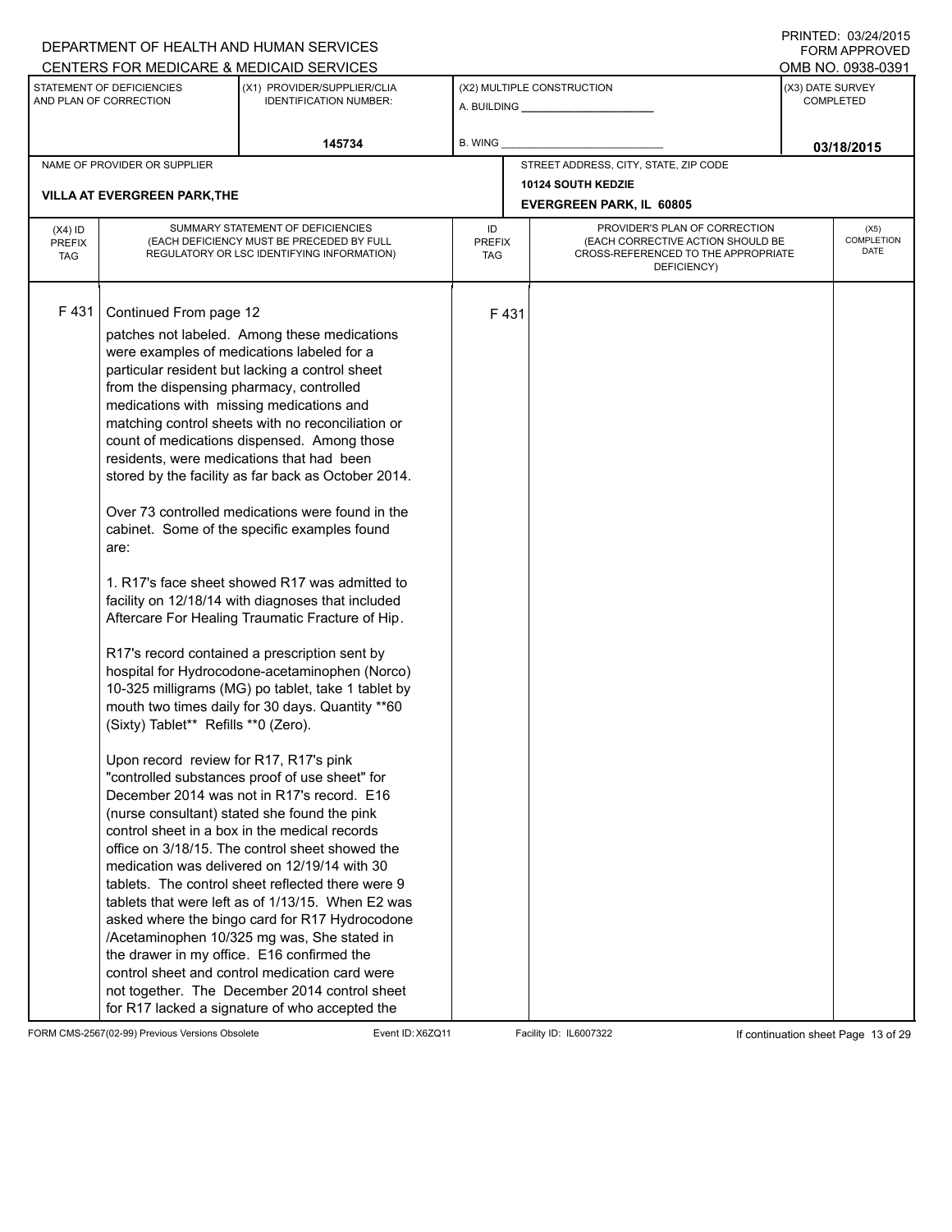DEPARTMENT OF HEALTH AND HUMAN SERVICES
CENTERS FOR MEDICARE & MEDICAID SERVICES

PRINTED: 03/24/2015
FORM APPROVED
OMB NO. 0938-0391

| STATEMENT OF DEFICIENCIES AND PLAN OF CORRECTION | (X1) PROVIDER/SUPPLIER/CLIA IDENTIFICATION NUMBER: | (X2) MULTIPLE CONSTRUCTION | (X3) DATE SURVEY COMPLETED |
|---|---|---|---|
| | 145734 | A. BUILDING ______ B. WING ______ | 03/18/2015 |

| NAME OF PROVIDER OR SUPPLIER | STREET ADDRESS, CITY, STATE, ZIP CODE |
|---|---|
| VILLA AT EVERGREEN PARK,THE | 10124 SOUTH KEDZIE EVERGREEN PARK, IL 60805 |

| (X4) ID PREFIX TAG | SUMMARY STATEMENT OF DEFICIENCIES (EACH DEFICIENCY MUST BE PRECEDED BY FULL REGULATORY OR LSC IDENTIFYING INFORMATION) | ID PREFIX TAG | PROVIDER'S PLAN OF CORRECTION (EACH CORRECTIVE ACTION SHOULD BE CROSS-REFERENCED TO THE APPROPRIATE DEFICIENCY) | (X5) COMPLETION DATE |
|---|---|---|---|---|
| F 431 | Continued From page 12 | F 431 | | |

patches not labeled. Among these medications were examples of medications labeled for a particular resident but lacking a control sheet from the dispensing pharmacy, controlled medications with missing medications and matching control sheets with no reconciliation or count of medications dispensed. Among those residents, were medications that had been stored by the facility as far back as October 2014.

Over 73 controlled medications were found in the cabinet. Some of the specific examples found are:

1. R17's face sheet showed R17 was admitted to facility on 12/18/14 with diagnoses that included Aftercare For Healing Traumatic Fracture of Hip.

R17's record contained a prescription sent by hospital for Hydrocodone-acetaminophen (Norco) 10-325 milligrams (MG) po tablet, take 1 tablet by mouth two times daily for 30 days. Quantity **60 (Sixty) Tablet** Refills **0 (Zero).

Upon record review for R17, R17's pink "controlled substances proof of use sheet" for December 2014 was not in R17's record. E16 (nurse consultant) stated she found the pink control sheet in a box in the medical records office on 3/18/15. The control sheet showed the medication was delivered on 12/19/14 with 30 tablets. The control sheet reflected there were 9 tablets that were left as of 1/13/15. When E2 was asked where the bingo card for R17 Hydrocodone /Acetaminophen 10/325 mg was, She stated in the drawer in my office. E16 confirmed the control sheet and control medication card were not together. The December 2014 control sheet for R17 lacked a signature of who accepted the

FORM CMS-2567(02-99) Previous Versions Obsolete Event ID: X6ZQ11 Facility ID: IL6007322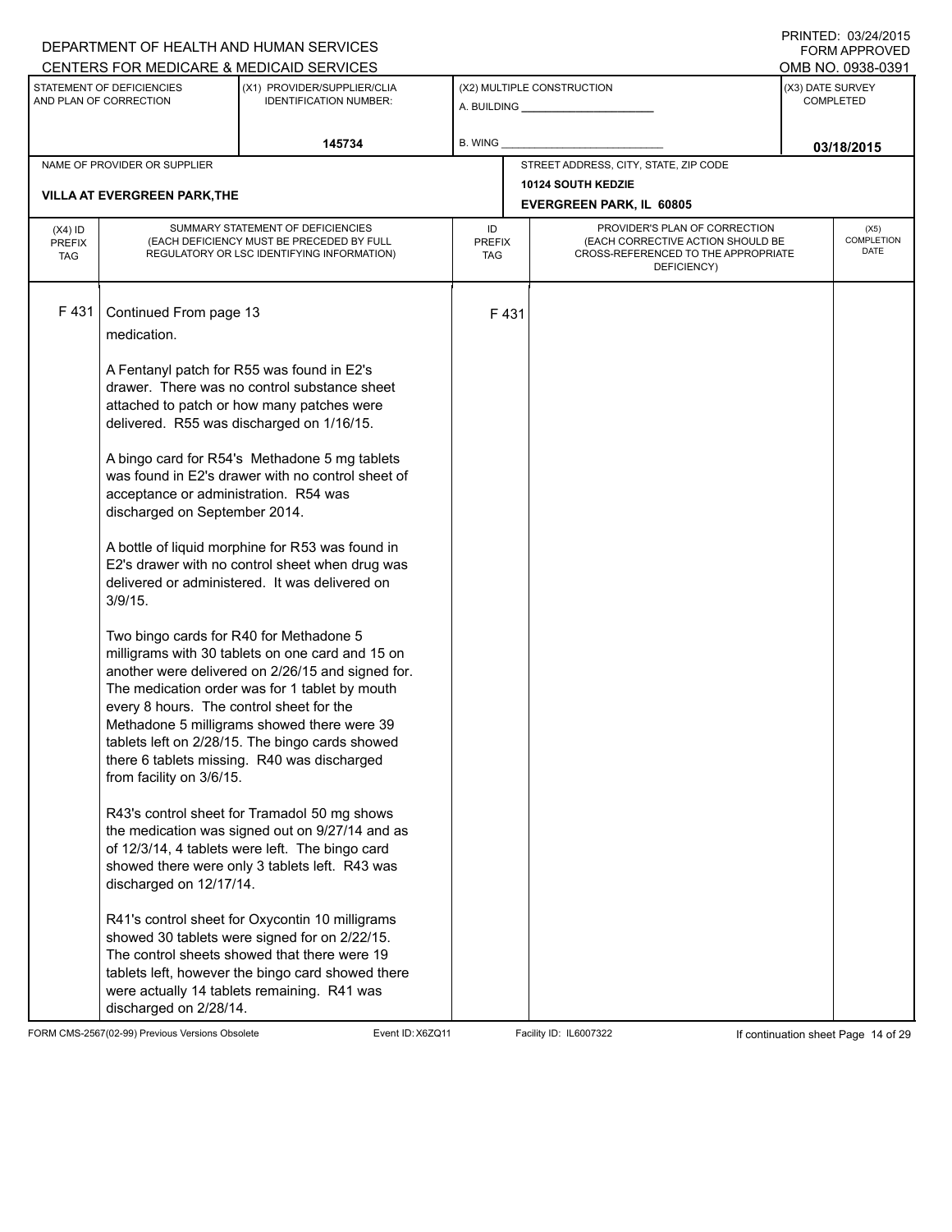DEPARTMENT OF HEALTH AND HUMAN SERVICES
CENTERS FOR MEDICARE & MEDICAID SERVICES

PRINTED: 03/24/2015
FORM APPROVED
OMB NO. 0938-0391

| STATEMENT OF DEFICIENCIES AND PLAN OF CORRECTION | (X1) PROVIDER/SUPPLIER/CLIA IDENTIFICATION NUMBER: | (X2) MULTIPLE CONSTRUCTION | (X3) DATE SURVEY COMPLETED |
|---|---|---|---|
| | 145734 | A. BUILDING ______ B. WING ______ | 03/18/2015 |

| NAME OF PROVIDER OR SUPPLIER | STREET ADDRESS, CITY, STATE, ZIP CODE |
|---|---|
| VILLA AT EVERGREEN PARK,THE | 10124 SOUTH KEDZIE EVERGREEN PARK, IL 60805 |

| (X4) ID PREFIX TAG | SUMMARY STATEMENT OF DEFICIENCIES (EACH DEFICIENCY MUST BE PRECEDED BY FULL REGULATORY OR LSC IDENTIFYING INFORMATION) | ID PREFIX TAG | PROVIDER'S PLAN OF CORRECTION (EACH CORRECTIVE ACTION SHOULD BE CROSS-REFERENCED TO THE APPROPRIATE DEFICIENCY) | (X5) COMPLETION DATE |
|---|---|---|---|---|
| F 431 | Continued From page 13 | F 431 | | |

medication.

A Fentanyl patch for R55 was found in E2's drawer. There was no control substance sheet attached to patch or how many patches were delivered. R55 was discharged on 1/16/15.

A bingo card for R54's Methadone 5 mg tablets was found in E2's drawer with no control sheet of acceptance or administration. R54 was discharged on September 2014.

A bottle of liquid morphine for R53 was found in E2's drawer with no control sheet when drug was delivered or administered. It was delivered on 3/9/15.

Two bingo cards for R40 for Methadone 5 milligrams with 30 tablets on one card and 15 on another were delivered on 2/26/15 and signed for. The medication order was for 1 tablet by mouth every 8 hours. The control sheet for the Methadone 5 milligrams showed there were 39 tablets left on 2/28/15. The bingo cards showed there 6 tablets missing. R40 was discharged from facility on 3/6/15.

R43's control sheet for Tramadol 50 mg shows the medication was signed out on 9/27/14 and as of 12/3/14, 4 tablets were left. The bingo card showed there were only 3 tablets left. R43 was discharged on 12/17/14.

R41's control sheet for Oxycontin 10 milligrams showed 30 tablets were signed for on 2/22/15. The control sheets showed that there were 19 tablets left, however the bingo card showed there were actually 14 tablets remaining. R41 was discharged on 2/28/14.

FORM CMS-2567(02-99) Previous Versions Obsolete Event ID: X6ZQ11 Facility ID: IL6007322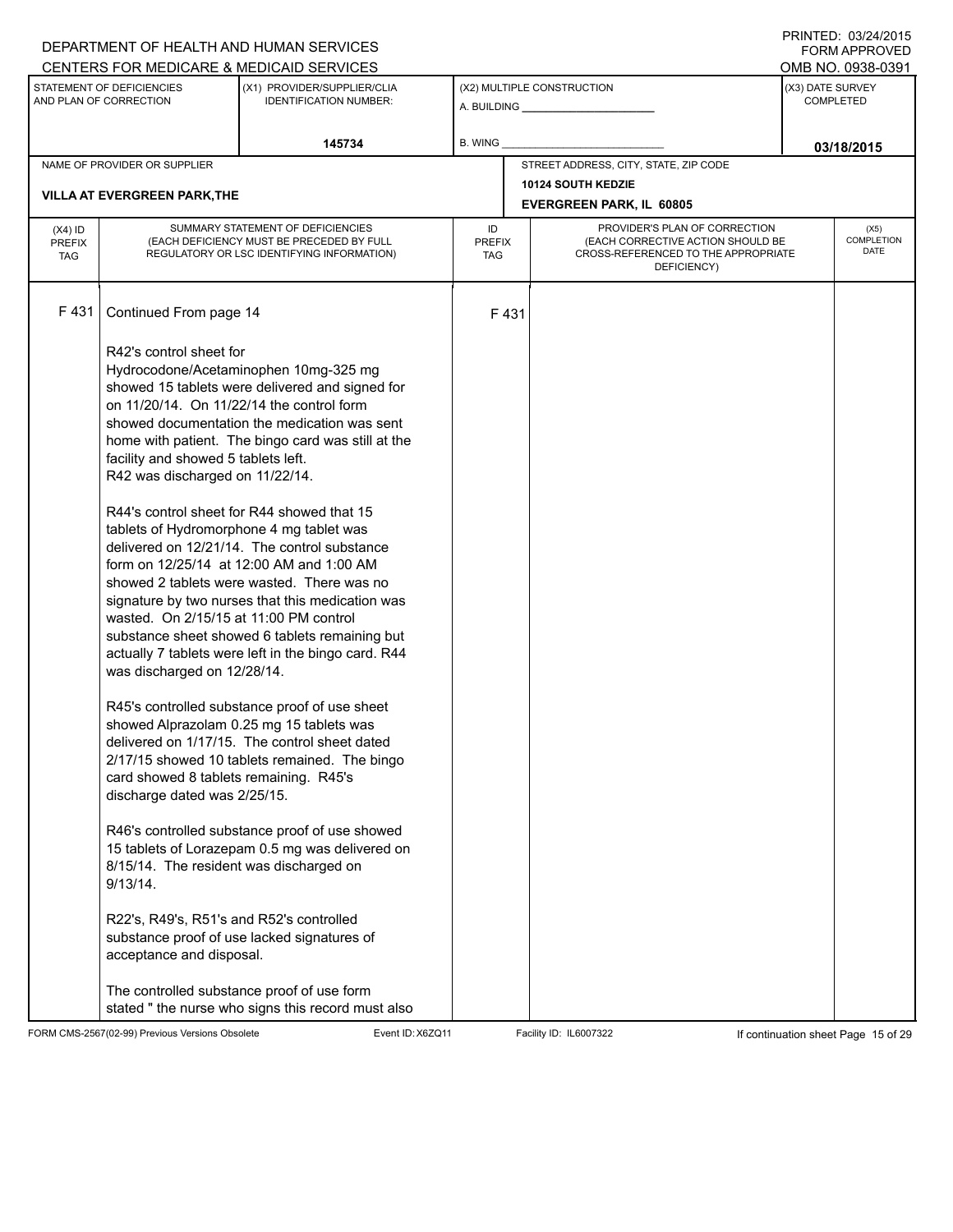DEPARTMENT OF HEALTH AND HUMAN SERVICES
CENTERS FOR MEDICARE & MEDICAID SERVICES

PRINTED: 03/24/2015
FORM APPROVED
OMB NO. 0938-0391

| STATEMENT OF DEFICIENCIES AND PLAN OF CORRECTION | (X1) PROVIDER/SUPPLIER/CLIA IDENTIFICATION NUMBER: | (X2) MULTIPLE CONSTRUCTION | (X3) DATE SURVEY COMPLETED |
|---|---|---|---|
| | 145734 | A. BUILDING ___ B. WING ___ | 03/18/2015 |

| NAME OF PROVIDER OR SUPPLIER | STREET ADDRESS, CITY, STATE, ZIP CODE |
|---|---|
| VILLA AT EVERGREEN PARK,THE | 10124 SOUTH KEDZIE EVERGREEN PARK, IL 60805 |

| (X4) ID PREFIX TAG | SUMMARY STATEMENT OF DEFICIENCIES (EACH DEFICIENCY MUST BE PRECEDED BY FULL REGULATORY OR LSC IDENTIFYING INFORMATION) | ID PREFIX TAG | PROVIDER'S PLAN OF CORRECTION (EACH CORRECTIVE ACTION SHOULD BE CROSS-REFERENCED TO THE APPROPRIATE DEFICIENCY) | (X5) COMPLETION DATE |
|---|---|---|---|---|
| F 431 | Continued From page 14 | F 431 | | |

R42's control sheet for Hydrocodone/Acetaminophen 10mg-325 mg showed 15 tablets were delivered and signed for on 11/20/14. On 11/22/14 the control form showed documentation the medication was sent home with patient. The bingo card was still at the facility and showed 5 tablets left.
R42 was discharged on 11/22/14.

R44's control sheet for R44 showed that 15 tablets of Hydromorphone 4 mg tablet was delivered on 12/21/14. The control substance form on 12/25/14 at 12:00 AM and 1:00 AM showed 2 tablets were wasted. There was no signature by two nurses that this medication was wasted. On 2/15/15 at 11:00 PM control substance sheet showed 6 tablets remaining but actually 7 tablets were left in the bingo card. R44 was discharged on 12/28/14.

R45's controlled substance proof of use sheet showed Alprazolam 0.25 mg 15 tablets was delivered on 1/17/15. The control sheet dated 2/17/15 showed 10 tablets remained. The bingo card showed 8 tablets remaining. R45's discharge dated was 2/25/15.

R46's controlled substance proof of use showed 15 tablets of Lorazepam 0.5 mg was delivered on 8/15/14. The resident was discharged on 9/13/14.

R22's, R49's, R51's and R52's controlled substance proof of use lacked signatures of acceptance and disposal.

The controlled substance proof of use form stated " the nurse who signs this record must also

FORM CMS-2567(02-99) Previous Versions Obsolete Event ID: X6ZQ11 Facility ID: IL6007322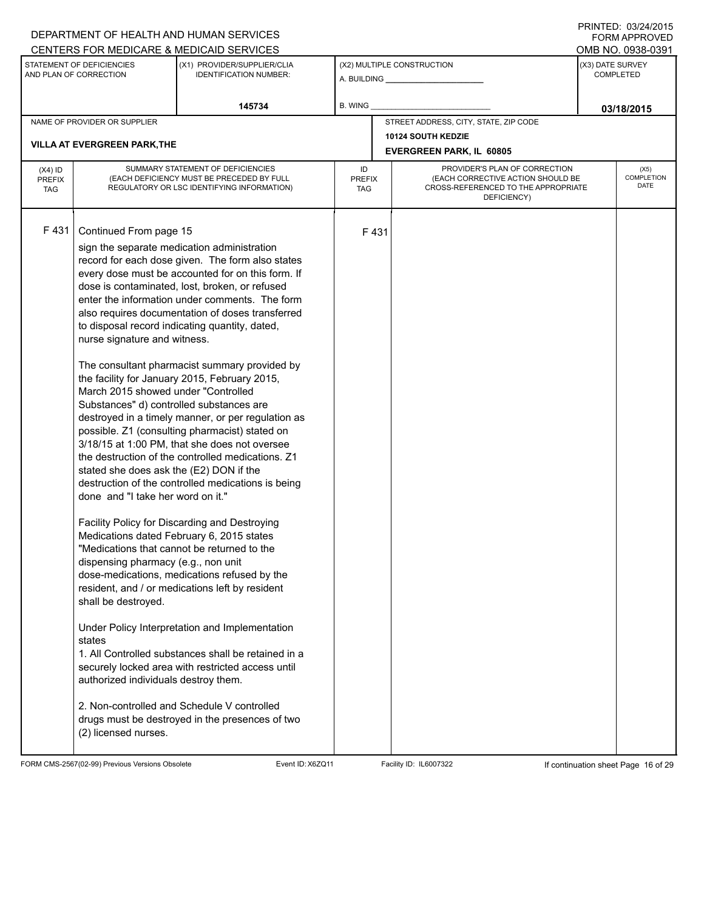DEPARTMENT OF HEALTH AND HUMAN SERVICES
CENTERS FOR MEDICARE & MEDICAID SERVICES

PRINTED: 03/24/2015
FORM APPROVED
OMB NO. 0938-0391

| STATEMENT OF DEFICIENCIES AND PLAN OF CORRECTION | (X1) PROVIDER/SUPPLIER/CLIA IDENTIFICATION NUMBER: | (X2) MULTIPLE CONSTRUCTION | (X3) DATE SURVEY COMPLETED |
|---|---|---|---|
| | 145734 | A. BUILDING ______ B. WING ______ | 03/18/2015 |

| NAME OF PROVIDER OR SUPPLIER | STREET ADDRESS, CITY, STATE, ZIP CODE |
|---|---|
| VILLA AT EVERGREEN PARK,THE | 10124 SOUTH KEDZIE, EVERGREEN PARK, IL 60805 |

| (X4) ID PREFIX TAG | SUMMARY STATEMENT OF DEFICIENCIES (EACH DEFICIENCY MUST BE PRECEDED BY FULL REGULATORY OR LSC IDENTIFYING INFORMATION) | ID PREFIX TAG | PROVIDER'S PLAN OF CORRECTION (EACH CORRECTIVE ACTION SHOULD BE CROSS-REFERENCED TO THE APPROPRIATE DEFICIENCY) | (X5) COMPLETION DATE |
|---|---|---|---|---|
| F 431 | Continued From page 15 | F 431 | | |

sign the separate medication administration record for each dose given. The form also states every dose must be accounted for on this form. If dose is contaminated, lost, broken, or refused enter the information under comments. The form also requires documentation of doses transferred to disposal record indicating quantity, dated, nurse signature and witness.

The consultant pharmacist summary provided by the facility for January 2015, February 2015, March 2015 showed under "Controlled Substances" d) controlled substances are destroyed in a timely manner, or per regulation as possible. Z1 (consulting pharmacist) stated on 3/18/15 at 1:00 PM, that she does not oversee the destruction of the controlled medications. Z1 stated she does ask the (E2) DON if the destruction of the controlled medications is being done and "I take her word on it."

Facility Policy for Discarding and Destroying Medications dated February 6, 2015 states "Medications that cannot be returned to the dispensing pharmacy (e.g., non unit dose-medications, medications refused by the resident, and / or medications left by resident shall be destroyed.

Under Policy Interpretation and Implementation states
1. All Controlled substances shall be retained in a securely locked area with restricted access until authorized individuals destroy them.

2. Non-controlled and Schedule V controlled drugs must be destroyed in the presences of two (2) licensed nurses.

FORM CMS-2567(02-99) Previous Versions Obsolete Event ID: X6ZQ11 Facility ID: IL6007322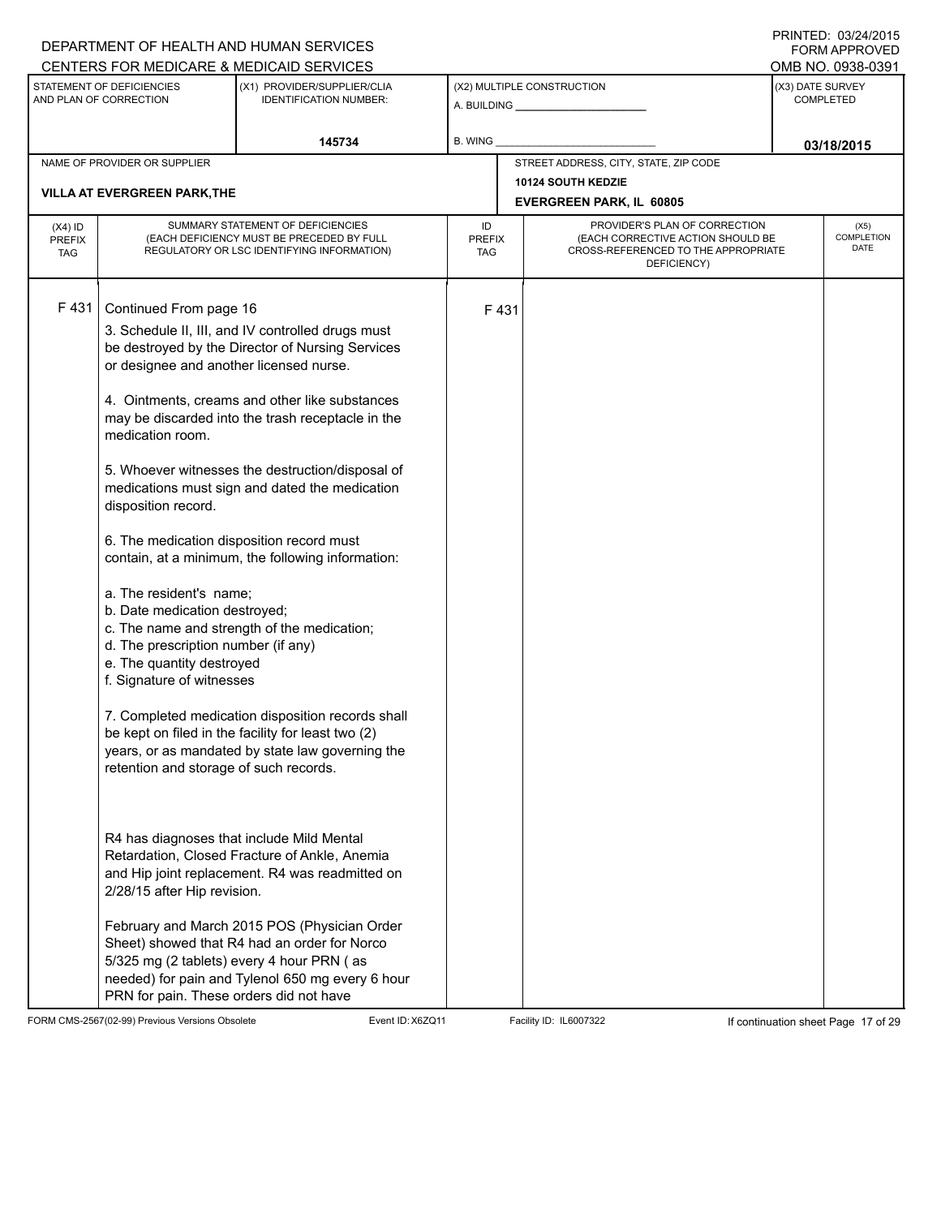DEPARTMENT OF HEALTH AND HUMAN SERVICES
CENTERS FOR MEDICARE & MEDICAID SERVICES

PRINTED: 03/24/2015
FORM APPROVED
OMB NO. 0938-0391

| STATEMENT OF DEFICIENCIES AND PLAN OF CORRECTION | (X1) PROVIDER/SUPPLIER/CLIA IDENTIFICATION NUMBER: | (X2) MULTIPLE CONSTRUCTION | (X3) DATE SURVEY COMPLETED |
|---|---|---|---|
| | 145734 | A. BUILDING ______ B. WING ______ | 03/18/2015 |

| NAME OF PROVIDER OR SUPPLIER | STREET ADDRESS, CITY, STATE, ZIP CODE |
|---|---|
| VILLA AT EVERGREEN PARK,THE | 10124 SOUTH KEDZIE EVERGREEN PARK, IL 60805 |

| (X4) ID PREFIX TAG | SUMMARY STATEMENT OF DEFICIENCIES (EACH DEFICIENCY MUST BE PRECEDED BY FULL REGULATORY OR LSC IDENTIFYING INFORMATION) | ID PREFIX TAG | PROVIDER'S PLAN OF CORRECTION (EACH CORRECTIVE ACTION SHOULD BE CROSS-REFERENCED TO THE APPROPRIATE DEFICIENCY) | (X5) COMPLETION DATE |
|---|---|---|---|---|
| F 431 | Continued From page 16 | F 431 | | |

3. Schedule II, III, and IV controlled drugs must be destroyed by the Director of Nursing Services or designee and another licensed nurse.

4. Ointments, creams and other like substances may be discarded into the trash receptacle in the medication room.

5. Whoever witnesses the destruction/disposal of medications must sign and dated the medication disposition record.

6. The medication disposition record must contain, at a minimum, the following information:

a. The resident's name;
b. Date medication destroyed;
c. The name and strength of the medication;
d. The prescription number (if any)
e. The quantity destroyed
f. Signature of witnesses

7. Completed medication disposition records shall be kept on filed in the facility for least two (2) years, or as mandated by state law governing the retention and storage of such records.

R4 has diagnoses that include Mild Mental Retardation, Closed Fracture of Ankle, Anemia and Hip joint replacement. R4 was readmitted on 2/28/15 after Hip revision.

February and March 2015 POS (Physician Order Sheet) showed that R4 had an order for Norco 5/325 mg (2 tablets) every 4 hour PRN ( as needed) for pain and Tylenol 650 mg every 6 hour PRN for pain. These orders did not have

FORM CMS-2567(02-99) Previous Versions Obsolete | Event ID: X6ZQ11 | Facility ID: IL6007322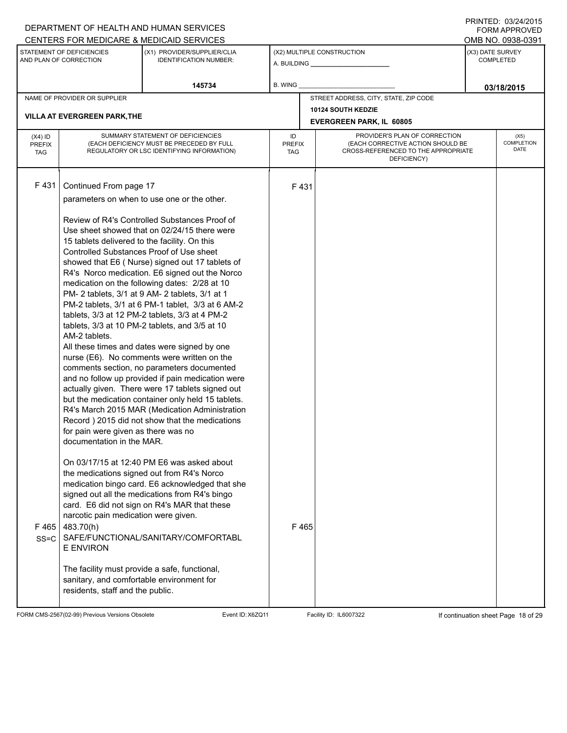DEPARTMENT OF HEALTH AND HUMAN SERVICES
CENTERS FOR MEDICARE & MEDICAID SERVICES

PRINTED: 03/24/2015
FORM APPROVED
OMB NO. 0938-0391

| STATEMENT OF DEFICIENCIES AND PLAN OF CORRECTION | (X1) PROVIDER/SUPPLIER/CLIA IDENTIFICATION NUMBER: | (X2) MULTIPLE CONSTRUCTION | (X3) DATE SURVEY COMPLETED |
|---|---|---|---|
| | 145734 | A. BUILDING ______ B. WING ______ | 03/18/2015 |

| NAME OF PROVIDER OR SUPPLIER | STREET ADDRESS, CITY, STATE, ZIP CODE |
|---|---|
| VILLA AT EVERGREEN PARK,THE | 10124 SOUTH KEDZIE EVERGREEN PARK, IL 60805 |

| (X4) ID PREFIX TAG | SUMMARY STATEMENT OF DEFICIENCIES (EACH DEFICIENCY MUST BE PRECEDED BY FULL REGULATORY OR LSC IDENTIFYING INFORMATION) | ID PREFIX TAG | PROVIDER'S PLAN OF CORRECTION (EACH CORRECTIVE ACTION SHOULD BE CROSS-REFERENCED TO THE APPROPRIATE DEFICIENCY) | (X5) COMPLETION DATE |
|---|---|---|---|---|
| F 431 | Continued From page 17<br>parameters on when to use one or the other.<br><br>Review of R4's Controlled Substances Proof of Use sheet showed that on 02/24/15 there were 15 tablets delivered to the facility. On this Controlled Substances Proof of Use sheet showed that E6 ( Nurse) signed out 17 tablets of R4's Norco medication. E6 signed out the Norco medication on the following dates: 2/28 at 10 PM- 2 tablets, 3/1 at 9 AM- 2 tablets, 3/1 at 1 PM-2 tablets, 3/1 at 6 PM-1 tablet, 3/3 at 6 AM-2 tablets, 3/3 at 12 PM-2 tablets, 3/3 at 4 PM-2 tablets, 3/3 at 10 PM-2 tablets, and 3/5 at 10 AM-2 tablets.<br>All these times and dates were signed by one nurse (E6). No comments were written on the comments section, no parameters documented and no follow up provided if pain medication were actually given. There were 17 tablets signed out but the medication container only held 15 tablets. R4's March 2015 MAR (Medication Administration Record ) 2015 did not show that the medications for pain were given as there was no documentation in the MAR.<br><br>On 03/17/15 at 12:40 PM E6 was asked about the medications signed out from R4's Norco medication bingo card. E6 acknowledged that she signed out all the medications from R4's bingo card. E6 did not sign on R4's MAR that these narcotic pain medication were given. | F 431 | | |
| F 465 SS=C | 483.70(h) SAFE/FUNCTIONAL/SANITARY/COMFORTABLE ENVIRON<br><br>The facility must provide a safe, functional, sanitary, and comfortable environment for residents, staff and the public. | F 465 | | |

FORM CMS-2567(02-99) Previous Versions Obsolete Event ID: X6ZQ11 Facility ID: IL6007322 If continuation sheet Page 18 of 29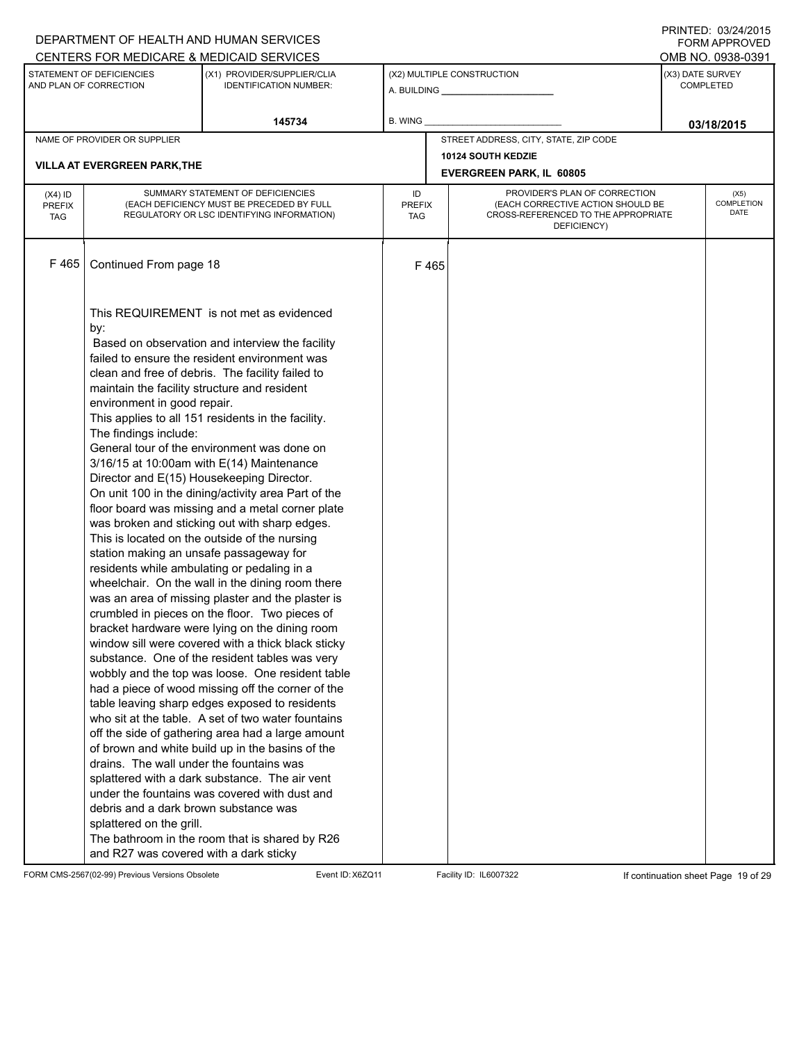DEPARTMENT OF HEALTH AND HUMAN SERVICES
CENTERS FOR MEDICARE & MEDICAID SERVICES

PRINTED: 03/24/2015
FORM APPROVED
OMB NO. 0938-0391

| STATEMENT OF DEFICIENCIES AND PLAN OF CORRECTION | (X1) PROVIDER/SUPPLIER/CLIA IDENTIFICATION NUMBER: | (X2) MULTIPLE CONSTRUCTION | (X3) DATE SURVEY COMPLETED |
|---|---|---|---|
| | 145734 | A. BUILDING ______ B. WING ______ | 03/18/2015 |

| NAME OF PROVIDER OR SUPPLIER | STREET ADDRESS, CITY, STATE, ZIP CODE |
|---|---|
| VILLA AT EVERGREEN PARK,THE | 10124 SOUTH KEDZIE EVERGREEN PARK, IL 60805 |

| (X4) ID PREFIX TAG | SUMMARY STATEMENT OF DEFICIENCIES (EACH DEFICIENCY MUST BE PRECEDED BY FULL REGULATORY OR LSC IDENTIFYING INFORMATION) | ID PREFIX TAG | PROVIDER'S PLAN OF CORRECTION (EACH CORRECTIVE ACTION SHOULD BE CROSS-REFERENCED TO THE APPROPRIATE DEFICIENCY) | (X5) COMPLETION DATE |
|---|---|---|---|---|
| F 465 | Continued From page 18<br><br>This REQUIREMENT is not met as evidenced by:<br>Based on observation and interview the facility failed to ensure the resident environment was clean and free of debris. The facility failed to maintain the facility structure and resident environment in good repair.<br>This applies to all 151 residents in the facility.<br>The findings include:<br>General tour of the environment was done on 3/16/15 at 10:00am with E(14) Maintenance Director and E(15) Housekeeping Director.<br>On unit 100 in the dining/activity area Part of the floor board was missing and a metal corner plate was broken and sticking out with sharp edges. This is located on the outside of the nursing station making an unsafe passageway for residents while ambulating or pedaling in a wheelchair. On the wall in the dining room there was an area of missing plaster and the plaster is crumbled in pieces on the floor. Two pieces of bracket hardware were lying on the dining room window sill were covered with a thick black sticky substance. One of the resident tables was very wobbly and the top was loose. One resident table had a piece of wood missing off the corner of the table leaving sharp edges exposed to residents who sit at the table. A set of two water fountains off the side of gathering area had a large amount of brown and white build up in the basins of the drains. The wall under the fountains was splattered with a dark substance. The air vent under the fountains was covered with dust and debris and a dark brown substance was splattered on the grill.<br>The bathroom in the room that is shared by R26 and R27 was covered with a dark sticky | F 465 | | |

FORM CMS-2567(02-99) Previous Versions Obsolete Event ID: X6ZQ11 Facility ID: IL6007322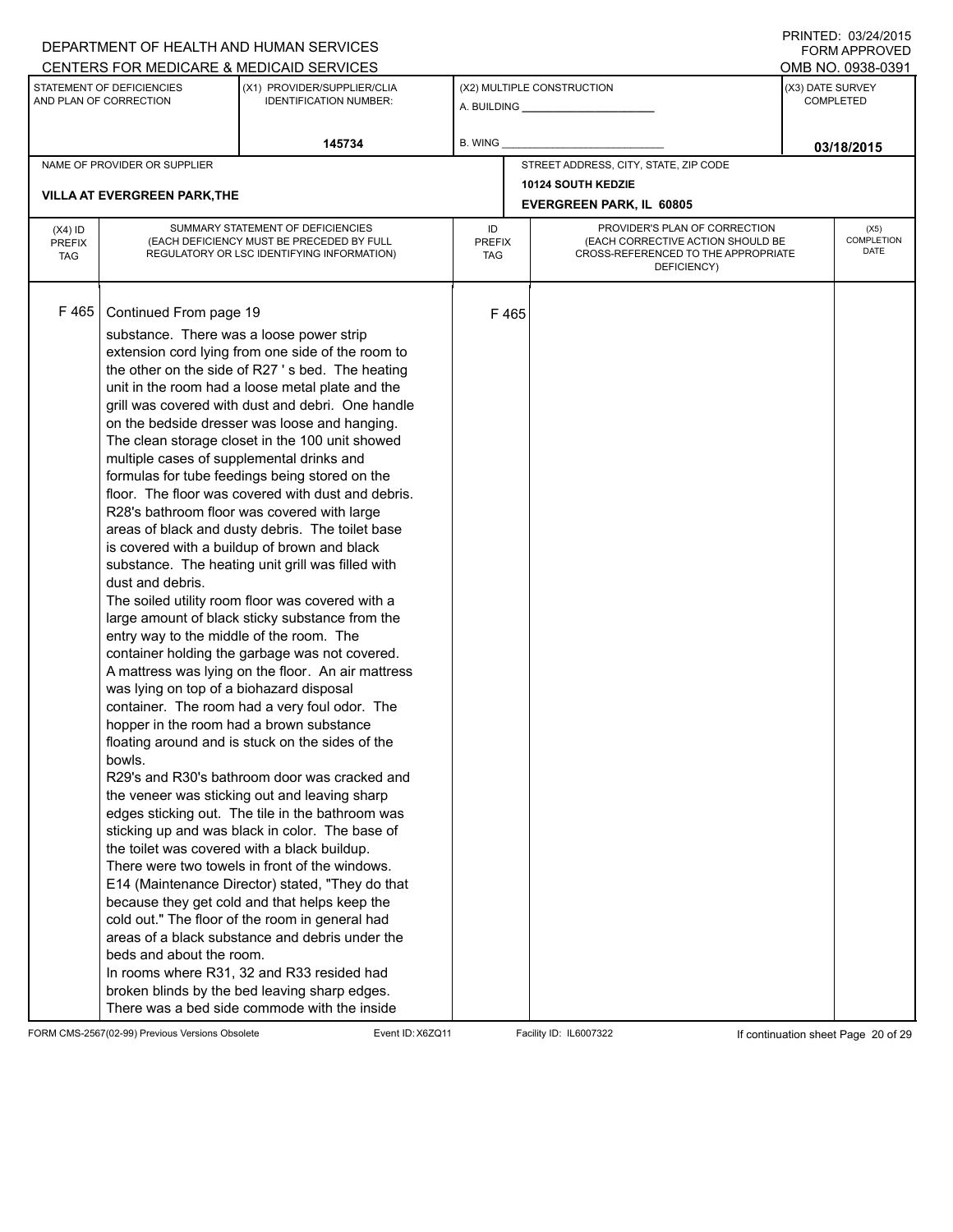DEPARTMENT OF HEALTH AND HUMAN SERVICES
CENTERS FOR MEDICARE & MEDICAID SERVICES

PRINTED: 03/24/2015
FORM APPROVED
OMB NO. 0938-0391

| STATEMENT OF DEFICIENCIES AND PLAN OF CORRECTION | (X1) PROVIDER/SUPPLIER/CLIA IDENTIFICATION NUMBER: | (X2) MULTIPLE CONSTRUCTION | (X3) DATE SURVEY COMPLETED |
|---|---|---|---|
| | 145734 | A. BUILDING ______ B. WING ______ | 03/18/2015 |

| NAME OF PROVIDER OR SUPPLIER | STREET ADDRESS, CITY, STATE, ZIP CODE |
|---|---|
| VILLA AT EVERGREEN PARK,THE | 10124 SOUTH KEDZIE EVERGREEN PARK, IL 60805 |

| (X4) ID PREFIX TAG | SUMMARY STATEMENT OF DEFICIENCIES (EACH DEFICIENCY MUST BE PRECEDED BY FULL REGULATORY OR LSC IDENTIFYING INFORMATION) | ID PREFIX TAG | PROVIDER'S PLAN OF CORRECTION (EACH CORRECTIVE ACTION SHOULD BE CROSS-REFERENCED TO THE APPROPRIATE DEFICIENCY) | (X5) COMPLETION DATE |
|---|---|---|---|---|
| F 465 | Continued From page 19<br>substance. There was a loose power strip extension cord lying from one side of the room to the other on the side of R27 ' s bed. The heating unit in the room had a loose metal plate and the grill was covered with dust and debri. One handle on the bedside dresser was loose and hanging.<br>The clean storage closet in the 100 unit showed multiple cases of supplemental drinks and formulas for tube feedings being stored on the floor. The floor was covered with dust and debris.<br>R28's bathroom floor was covered with large areas of black and dusty debris. The toilet base is covered with a buildup of brown and black substance. The heating unit grill was filled with dust and debris.<br>The soiled utility room floor was covered with a large amount of black sticky substance from the entry way to the middle of the room. The container holding the garbage was not covered. A mattress was lying on the floor. An air mattress was lying on top of a biohazard disposal container. The room had a very foul odor. The hopper in the room had a brown substance floating around and is stuck on the sides of the bowls.<br>R29's and R30's bathroom door was cracked and the veneer was sticking out and leaving sharp edges sticking out. The tile in the bathroom was sticking up and was black in color. The base of the toilet was covered with a black buildup. There were two towels in front of the windows. E14 (Maintenance Director) stated, "They do that because they get cold and that helps keep the cold out." The floor of the room in general had areas of a black substance and debris under the beds and about the room.<br>In rooms where R31, 32 and R33 resided had broken blinds by the bed leaving sharp edges. There was a bed side commode with the inside | F 465 | | |

FORM CMS-2567(02-99) Previous Versions Obsolete Event ID: X6ZQ11 Facility ID: IL6007322 If continuation sheet Page 20 of 29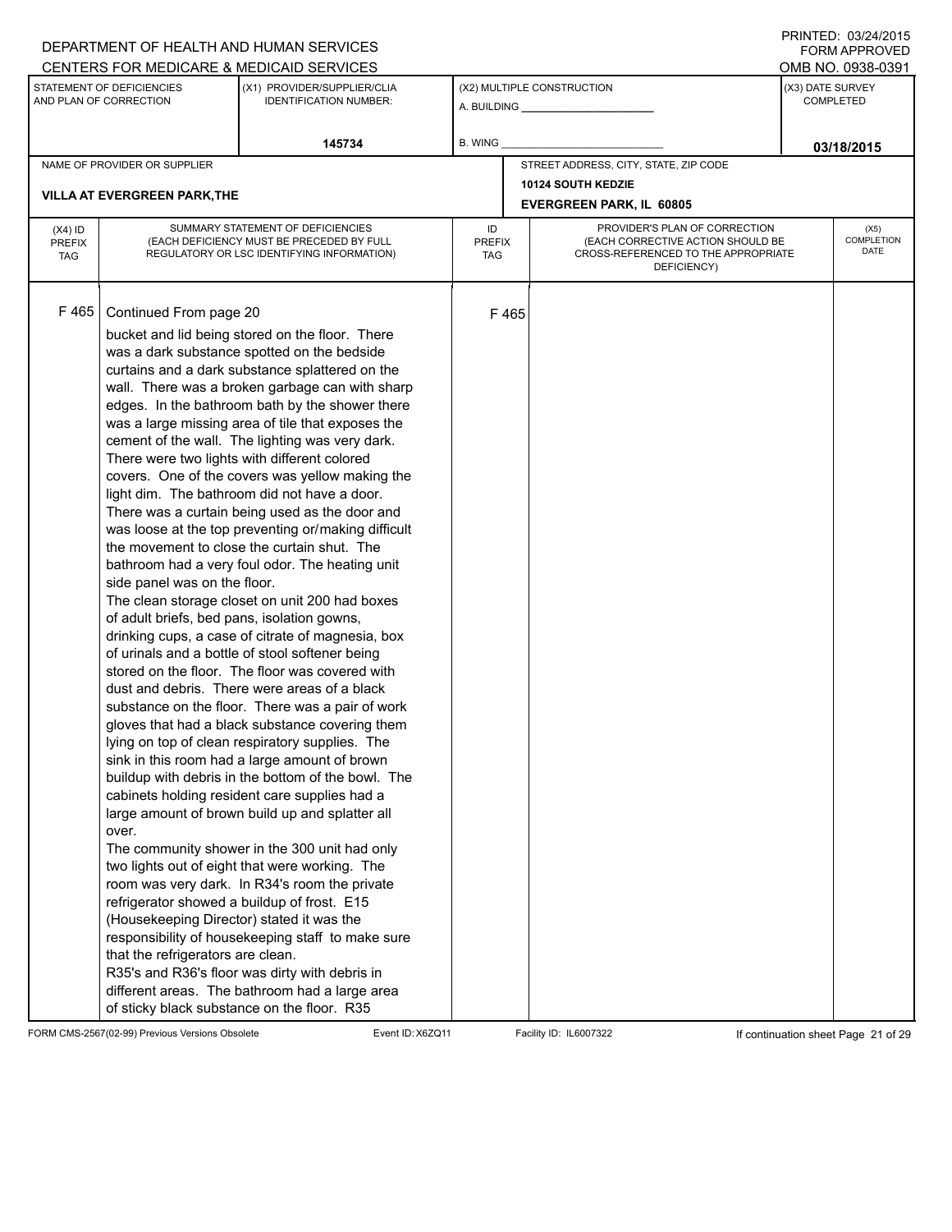DEPARTMENT OF HEALTH AND HUMAN SERVICES
CENTERS FOR MEDICARE & MEDICAID SERVICES

PRINTED: 03/24/2015
FORM APPROVED
OMB NO. 0938-0391

| STATEMENT OF DEFICIENCIES AND PLAN OF CORRECTION | (X1) PROVIDER/SUPPLIER/CLIA IDENTIFICATION NUMBER: | (X2) MULTIPLE CONSTRUCTION | (X3) DATE SURVEY COMPLETED |
|---|---|---|---|
| | 145734 | A. BUILDING ______ B. WING ______ | 03/18/2015 |

| NAME OF PROVIDER OR SUPPLIER | STREET ADDRESS, CITY, STATE, ZIP CODE |
|---|---|
| VILLA AT EVERGREEN PARK,THE | 10124 SOUTH KEDZIE EVERGREEN PARK, IL 60805 |

| (X4) ID PREFIX TAG | SUMMARY STATEMENT OF DEFICIENCIES (EACH DEFICIENCY MUST BE PRECEDED BY FULL REGULATORY OR LSC IDENTIFYING INFORMATION) | ID PREFIX TAG | PROVIDER'S PLAN OF CORRECTION (EACH CORRECTIVE ACTION SHOULD BE CROSS-REFERENCED TO THE APPROPRIATE DEFICIENCY) | (X5) COMPLETION DATE |
|---|---|---|---|---|
| F 465 | Continued From page 20<br>bucket and lid being stored on the floor. There was a dark substance spotted on the bedside curtains and a dark substance splattered on the wall. There was a broken garbage can with sharp edges. In the bathroom bath by the shower there was a large missing area of tile that exposes the cement of the wall. The lighting was very dark. There were two lights with different colored covers. One of the covers was yellow making the light dim. The bathroom did not have a door. There was a curtain being used as the door and was loose at the top preventing or/making difficult the movement to close the curtain shut. The bathroom had a very foul odor. The heating unit side panel was on the floor.<br>The clean storage closet on unit 200 had boxes of adult briefs, bed pans, isolation gowns, drinking cups, a case of citrate of magnesia, box of urinals and a bottle of stool softener being stored on the floor. The floor was covered with dust and debris. There were areas of a black substance on the floor. There was a pair of work gloves that had a black substance covering them lying on top of clean respiratory supplies. The sink in this room had a large amount of brown buildup with debris in the bottom of the bowl. The cabinets holding resident care supplies had a large amount of brown build up and splatter all over.<br>The community shower in the 300 unit had only two lights out of eight that were working. The room was very dark. In R34's room the private refrigerator showed a buildup of frost. E15 (Housekeeping Director) stated it was the responsibility of housekeeping staff to make sure that the refrigerators are clean.<br>R35's and R36's floor was dirty with debris in different areas. The bathroom had a large area of sticky black substance on the floor. R35 | F 465 | | |

FORM CMS-2567(02-99) Previous Versions Obsolete Event ID: X6ZQ11 Facility ID: IL6007322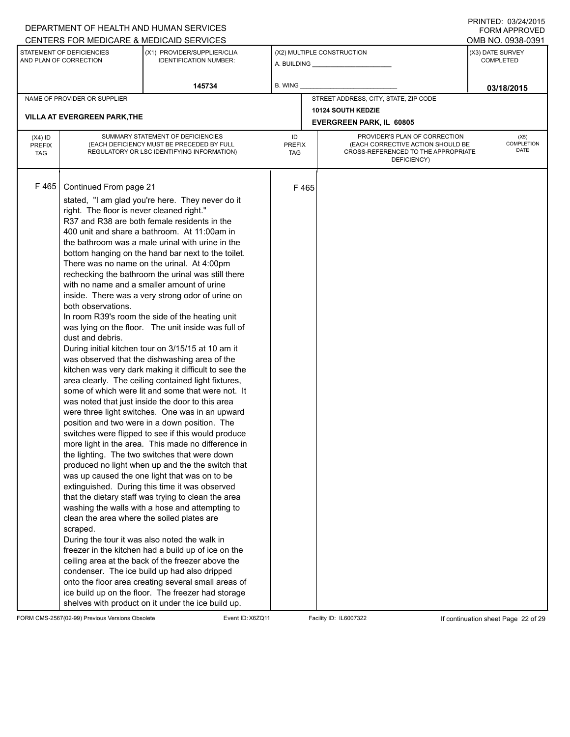DEPARTMENT OF HEALTH AND HUMAN SERVICES
CENTERS FOR MEDICARE & MEDICAID SERVICES

PRINTED: 03/24/2015
FORM APPROVED
OMB NO. 0938-0391

| STATEMENT OF DEFICIENCIES AND PLAN OF CORRECTION | (X1) PROVIDER/SUPPLIER/CLIA IDENTIFICATION NUMBER: | (X2) MULTIPLE CONSTRUCTION | (X3) DATE SURVEY COMPLETED |
|---|---|---|---|
| | 145734 | A. BUILDING ______ B. WING ______ | 03/18/2015 |

| NAME OF PROVIDER OR SUPPLIER | STREET ADDRESS, CITY, STATE, ZIP CODE |
|---|---|
| VILLA AT EVERGREEN PARK,THE | 10124 SOUTH KEDZIE EVERGREEN PARK, IL 60805 |

| (X4) ID PREFIX TAG | SUMMARY STATEMENT OF DEFICIENCIES (EACH DEFICIENCY MUST BE PRECEDED BY FULL REGULATORY OR LSC IDENTIFYING INFORMATION) | ID PREFIX TAG | PROVIDER'S PLAN OF CORRECTION (EACH CORRECTIVE ACTION SHOULD BE CROSS-REFERENCED TO THE APPROPRIATE DEFICIENCY) | (X5) COMPLETION DATE |
|---|---|---|---|---|
| F 465 | Continued From page 21 | F 465 | | |

stated, "I am glad you're here. They never do it right. The floor is never cleaned right."

R37 and R38 are both female residents in the 400 unit and share a bathroom. At 11:00am in the bathroom was a male urinal with urine in the bottom hanging on the hand bar next to the toilet. There was no name on the urinal. At 4:00pm rechecking the bathroom the urinal was still there with no name and a smaller amount of urine inside. There was a very strong odor of urine on both observations.

In room R39's room the side of the heating unit was lying on the floor. The unit inside was full of dust and debris.

During initial kitchen tour on 3/15/15 at 10 am it was observed that the dishwashing area of the kitchen was very dark making it difficult to see the area clearly. The ceiling contained light fixtures, some of which were lit and some that were not. It was noted that just inside the door to this area were three light switches. One was in an upward position and two were in a down position. The switches were flipped to see if this would produce more light in the area. This made no difference in the lighting. The two switches that were down produced no light when up and the the switch that was up caused the one light that was on to be extinguished. During this time it was observed that the dietary staff was trying to clean the area washing the walls with a hose and attempting to clean the area where the soiled plates are scraped.

During the tour it was also noted the walk in freezer in the kitchen had a build up of ice on the ceiling area at the back of the freezer above the condenser. The ice build up had also dripped onto the floor area creating several small areas of ice build up on the floor. The freezer had storage shelves with product on it under the ice build up.

FORM CMS-2567(02-99) Previous Versions Obsolete Event ID: X6ZQ11 Facility ID: IL6007322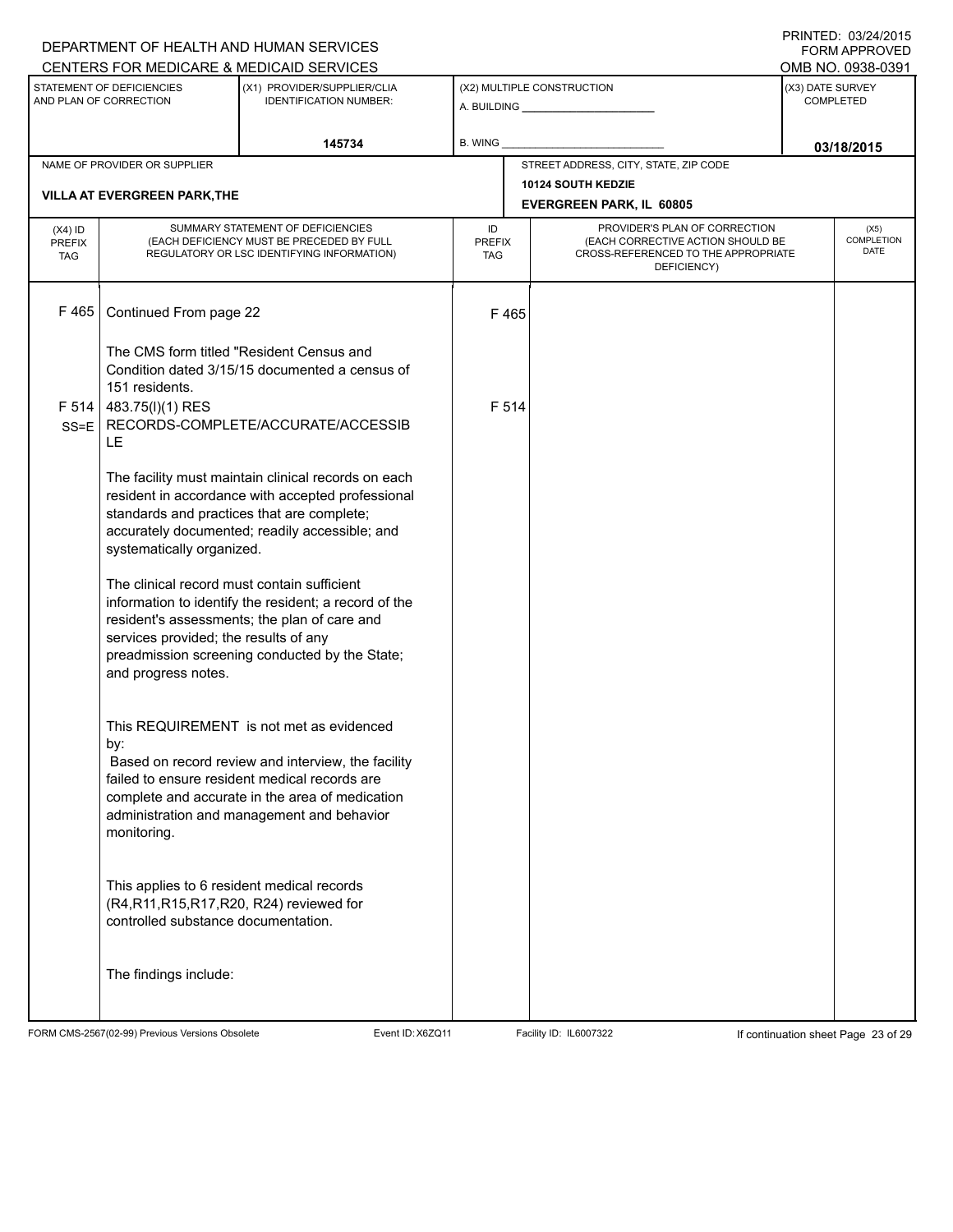DEPARTMENT OF HEALTH AND HUMAN SERVICES
CENTERS FOR MEDICARE & MEDICAID SERVICES

PRINTED: 03/24/2015
FORM APPROVED
OMB NO. 0938-0391

| STATEMENT OF DEFICIENCIES AND PLAN OF CORRECTION | (X1) PROVIDER/SUPPLIER/CLIA IDENTIFICATION NUMBER: | (X2) MULTIPLE CONSTRUCTION | (X3) DATE SURVEY COMPLETED |
|---|---|---|---|
| | 145734 | A. BUILDING ______ B. WING ______ | 03/18/2015 |

| NAME OF PROVIDER OR SUPPLIER | STREET ADDRESS, CITY, STATE, ZIP CODE |
|---|---|
| VILLA AT EVERGREEN PARK,THE | 10124 SOUTH KEDZIE EVERGREEN PARK, IL 60805 |

| (X4) ID PREFIX TAG | SUMMARY STATEMENT OF DEFICIENCIES (EACH DEFICIENCY MUST BE PRECEDED BY FULL REGULATORY OR LSC IDENTIFYING INFORMATION) | ID PREFIX TAG | PROVIDER'S PLAN OF CORRECTION (EACH CORRECTIVE ACTION SHOULD BE CROSS-REFERENCED TO THE APPROPRIATE DEFICIENCY) | (X5) COMPLETION DATE |
|---|---|---|---|---|
| F 465 | Continued From page 22 | F 465 | | |
| | The CMS form titled "Resident Census and Condition dated 3/15/15 documented a census of 151 residents. | | | |
| F 514 SS=E | 483.75(l)(1) RES RECORDS-COMPLETE/ACCURATE/ACCESSIBLE | F 514 | | |
| | The facility must maintain clinical records on each resident in accordance with accepted professional standards and practices that are complete; accurately documented; readily accessible; and systematically organized. | | | |
| | The clinical record must contain sufficient information to identify the resident; a record of the resident's assessments; the plan of care and services provided; the results of any preadmission screening conducted by the State; and progress notes. | | | |
| | This REQUIREMENT is not met as evidenced by: Based on record review and interview, the facility failed to ensure resident medical records are complete and accurate in the area of medication administration and management and behavior monitoring. | | | |
| | This applies to 6 resident medical records (R4,R11,R15,R17,R20, R24) reviewed for controlled substance documentation. | | | |
| | The findings include: | | | |

FORM CMS-2567(02-99) Previous Versions Obsolete Event ID: X6ZQ11 Facility ID: IL6007322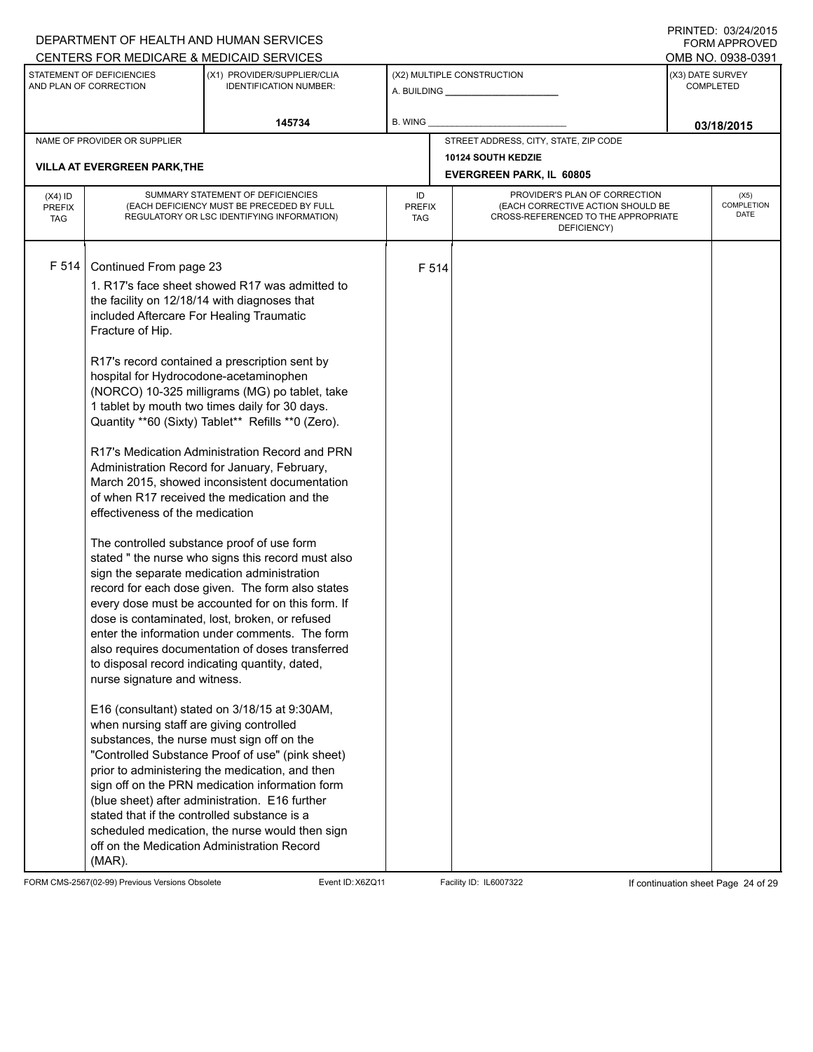DEPARTMENT OF HEALTH AND HUMAN SERVICES
CENTERS FOR MEDICARE & MEDICAID SERVICES

PRINTED: 03/24/2015
FORM APPROVED
OMB NO. 0938-0391

| STATEMENT OF DEFICIENCIES AND PLAN OF CORRECTION | (X1) PROVIDER/SUPPLIER/CLIA IDENTIFICATION NUMBER: | (X2) MULTIPLE CONSTRUCTION | (X3) DATE SURVEY COMPLETED |
|---|---|---|---|
| | 145734 | A. BUILDING _______ B. WING _______ | 03/18/2015 |

| NAME OF PROVIDER OR SUPPLIER | STREET ADDRESS, CITY, STATE, ZIP CODE |
|---|---|
| VILLA AT EVERGREEN PARK,THE | 10124 SOUTH KEDZIE EVERGREEN PARK, IL 60805 |

| (X4) ID PREFIX TAG | SUMMARY STATEMENT OF DEFICIENCIES (EACH DEFICIENCY MUST BE PRECEDED BY FULL REGULATORY OR LSC IDENTIFYING INFORMATION) | ID PREFIX TAG | PROVIDER'S PLAN OF CORRECTION (EACH CORRECTIVE ACTION SHOULD BE CROSS-REFERENCED TO THE APPROPRIATE DEFICIENCY) | (X5) COMPLETION DATE |
|---|---|---|---|---|
| F 514 | Continued From page 23<br><br>1. R17's face sheet showed R17 was admitted to the facility on 12/18/14 with diagnoses that included Aftercare For Healing Traumatic Fracture of Hip.<br><br>R17's record contained a prescription sent by hospital for Hydrocodone-acetaminophen (NORCO) 10-325 milligrams (MG) po tablet, take 1 tablet by mouth two times daily for 30 days. Quantity **60 (Sixty) Tablet** Refills **0 (Zero).<br><br>R17's Medication Administration Record and PRN Administration Record for January, February, March 2015, showed inconsistent documentation of when R17 received the medication and the effectiveness of the medication<br><br>The controlled substance proof of use form stated " the nurse who signs this record must also sign the separate medication administration record for each dose given. The form also states every dose must be accounted for on this form. If dose is contaminated, lost, broken, or refused enter the information under comments. The form also requires documentation of doses transferred to disposal record indicating quantity, dated, nurse signature and witness.<br><br>E16 (consultant) stated on 3/18/15 at 9:30AM, when nursing staff are giving controlled substances, the nurse must sign off on the "Controlled Substance Proof of use" (pink sheet) prior to administering the medication, and then sign off on the PRN medication information form (blue sheet) after administration. E16 further stated that if the controlled substance is a scheduled medication, the nurse would then sign off on the Medication Administration Record (MAR). | F 514 | | |

FORM CMS-2567(02-99) Previous Versions Obsolete Event ID: X6ZQ11 Facility ID: IL6007322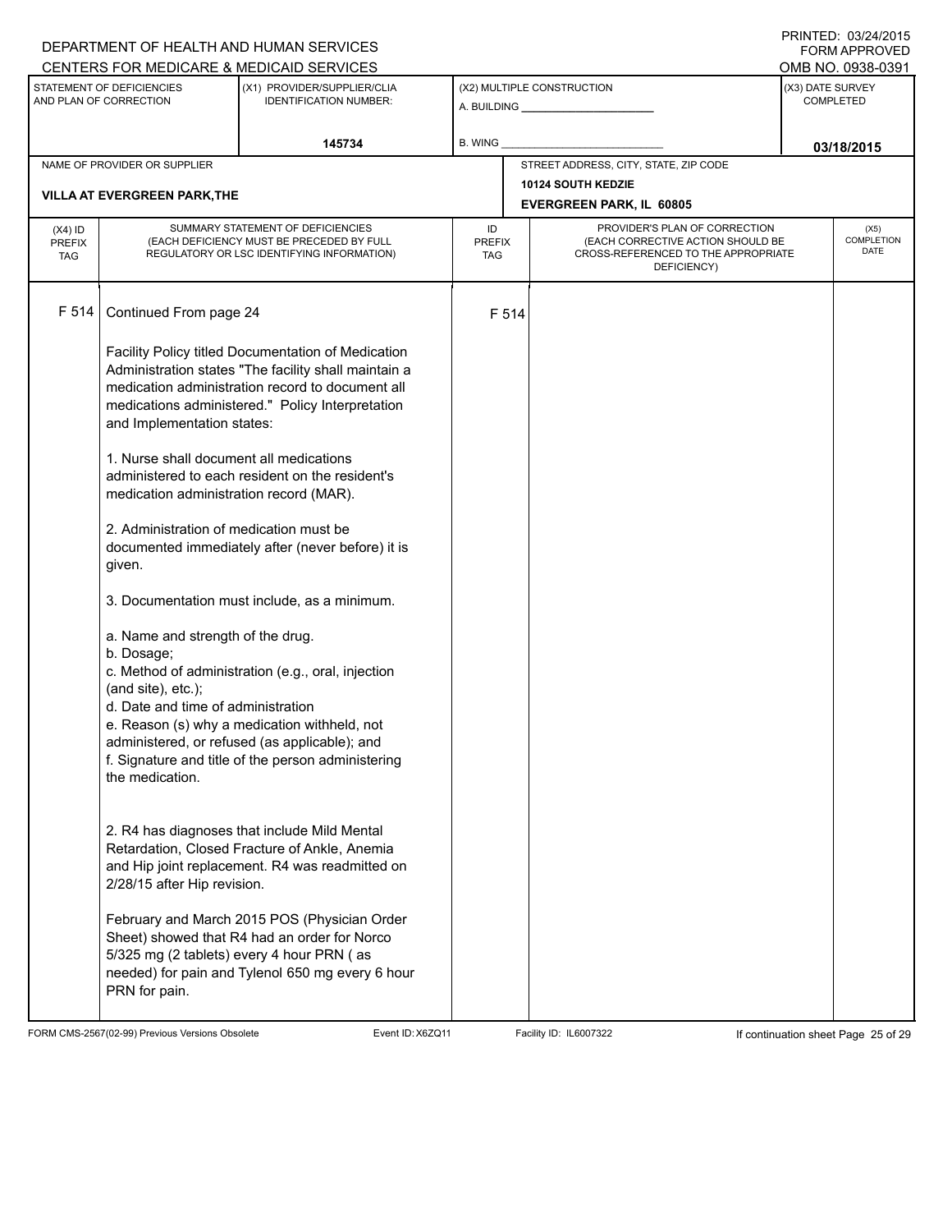DEPARTMENT OF HEALTH AND HUMAN SERVICES
CENTERS FOR MEDICARE & MEDICAID SERVICES

PRINTED: 03/24/2015
FORM APPROVED
OMB NO. 0938-0391

| STATEMENT OF DEFICIENCIES AND PLAN OF CORRECTION | (X1) PROVIDER/SUPPLIER/CLIA IDENTIFICATION NUMBER: | (X2) MULTIPLE CONSTRUCTION | (X3) DATE SURVEY COMPLETED |
|---|---|---|---|
| | 145734 | A. BUILDING ______ B. WING ______ | 03/18/2015 |

| NAME OF PROVIDER OR SUPPLIER | STREET ADDRESS, CITY, STATE, ZIP CODE |
|---|---|
| VILLA AT EVERGREEN PARK,THE | 10124 SOUTH KEDZIE EVERGREEN PARK, IL 60805 |

| (X4) ID PREFIX TAG | SUMMARY STATEMENT OF DEFICIENCIES (EACH DEFICIENCY MUST BE PRECEDED BY FULL REGULATORY OR LSC IDENTIFYING INFORMATION) | ID PREFIX TAG | PROVIDER'S PLAN OF CORRECTION (EACH CORRECTIVE ACTION SHOULD BE CROSS-REFERENCED TO THE APPROPRIATE DEFICIENCY) | (X5) COMPLETION DATE |
|---|---|---|---|---|
| F 514 | Continued From page 24 | F 514 | | |

Facility Policy titled Documentation of Medication Administration states "The facility shall maintain a medication administration record to document all medications administered." Policy Interpretation and Implementation states:

1. Nurse shall document all medications administered to each resident on the resident's medication administration record (MAR).

2. Administration of medication must be documented immediately after (never before) it is given.

3. Documentation must include, as a minimum.

a. Name and strength of the drug.
b. Dosage;
c. Method of administration (e.g., oral, injection (and site), etc.);
d. Date and time of administration
e. Reason (s) why a medication withheld, not administered, or refused (as applicable); and
f. Signature and title of the person administering the medication.

2. R4 has diagnoses that include Mild Mental Retardation, Closed Fracture of Ankle, Anemia and Hip joint replacement. R4 was readmitted on 2/28/15 after Hip revision.

February and March 2015 POS (Physician Order Sheet) showed that R4 had an order for Norco 5/325 mg (2 tablets) every 4 hour PRN ( as needed) for pain and Tylenol 650 mg every 6 hour PRN for pain.

FORM CMS-2567(02-99) Previous Versions Obsolete | Event ID: X6ZQ11 | Facility ID: IL6007322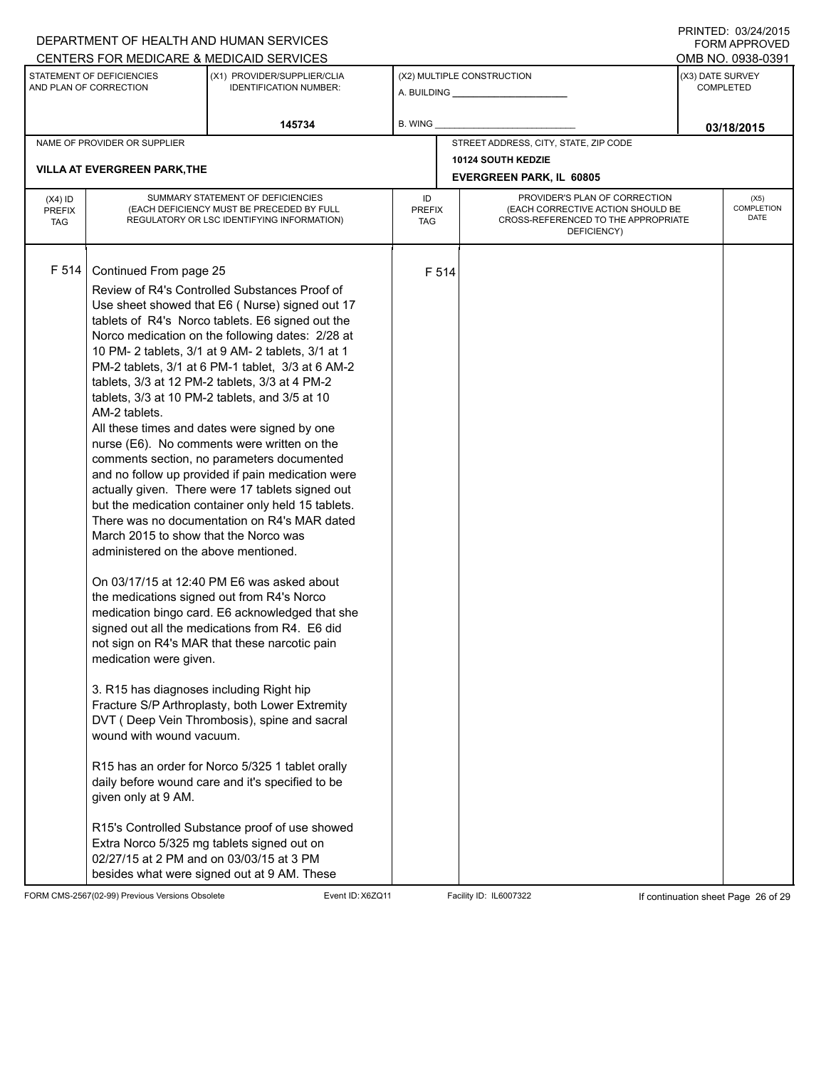DEPARTMENT OF HEALTH AND HUMAN SERVICES
CENTERS FOR MEDICARE & MEDICAID SERVICES

PRINTED: 03/24/2015
FORM APPROVED
OMB NO. 0938-0391

| STATEMENT OF DEFICIENCIES AND PLAN OF CORRECTION | (X1) PROVIDER/SUPPLIER/CLIA IDENTIFICATION NUMBER: | (X2) MULTIPLE CONSTRUCTION | (X3) DATE SURVEY COMPLETED |
|---|---|---|---|
| | 145734 | A. BUILDING ______ B. WING ______ | 03/18/2015 |

| NAME OF PROVIDER OR SUPPLIER | STREET ADDRESS, CITY, STATE, ZIP CODE |
|---|---|
| VILLA AT EVERGREEN PARK,THE | 10124 SOUTH KEDZIE EVERGREEN PARK, IL 60805 |

| (X4) ID PREFIX TAG | SUMMARY STATEMENT OF DEFICIENCIES (EACH DEFICIENCY MUST BE PRECEDED BY FULL REGULATORY OR LSC IDENTIFYING INFORMATION) | ID PREFIX TAG | PROVIDER'S PLAN OF CORRECTION (EACH CORRECTIVE ACTION SHOULD BE CROSS-REFERENCED TO THE APPROPRIATE DEFICIENCY) | (X5) COMPLETION DATE |
|---|---|---|---|---|
| F 514 | Continued From page 25 | F 514 | | |

Review of R4's Controlled Substances Proof of Use sheet showed that E6 ( Nurse) signed out 17 tablets of R4's Norco tablets. E6 signed out the Norco medication on the following dates: 2/28 at 10 PM- 2 tablets, 3/1 at 9 AM- 2 tablets, 3/1 at 1 PM-2 tablets, 3/1 at 6 PM-1 tablet, 3/3 at 6 AM-2 tablets, 3/3 at 12 PM-2 tablets, 3/3 at 4 PM-2 tablets, 3/3 at 10 PM-2 tablets, and 3/5 at 10 AM-2 tablets.

All these times and dates were signed by one nurse (E6). No comments were written on the comments section, no parameters documented and no follow up provided if pain medication were actually given. There were 17 tablets signed out but the medication container only held 15 tablets. There was no documentation on R4's MAR dated March 2015 to show that the Norco was administered on the above mentioned.

On 03/17/15 at 12:40 PM E6 was asked about the medications signed out from R4's Norco medication bingo card. E6 acknowledged that she signed out all the medications from R4. E6 did not sign on R4's MAR that these narcotic pain medication were given.

3. R15 has diagnoses including Right hip Fracture S/P Arthroplasty, both Lower Extremity DVT ( Deep Vein Thrombosis), spine and sacral wound with wound vacuum.

R15 has an order for Norco 5/325 1 tablet orally daily before wound care and it's specified to be given only at 9 AM.

R15's Controlled Substance proof of use showed Extra Norco 5/325 mg tablets signed out on 02/27/15 at 2 PM and on 03/03/15 at 3 PM besides what were signed out at 9 AM. These

FORM CMS-2567(02-99) Previous Versions Obsolete    Event ID: X6ZQ11    Facility ID: IL6007322    If continuation sheet Page 26 of 29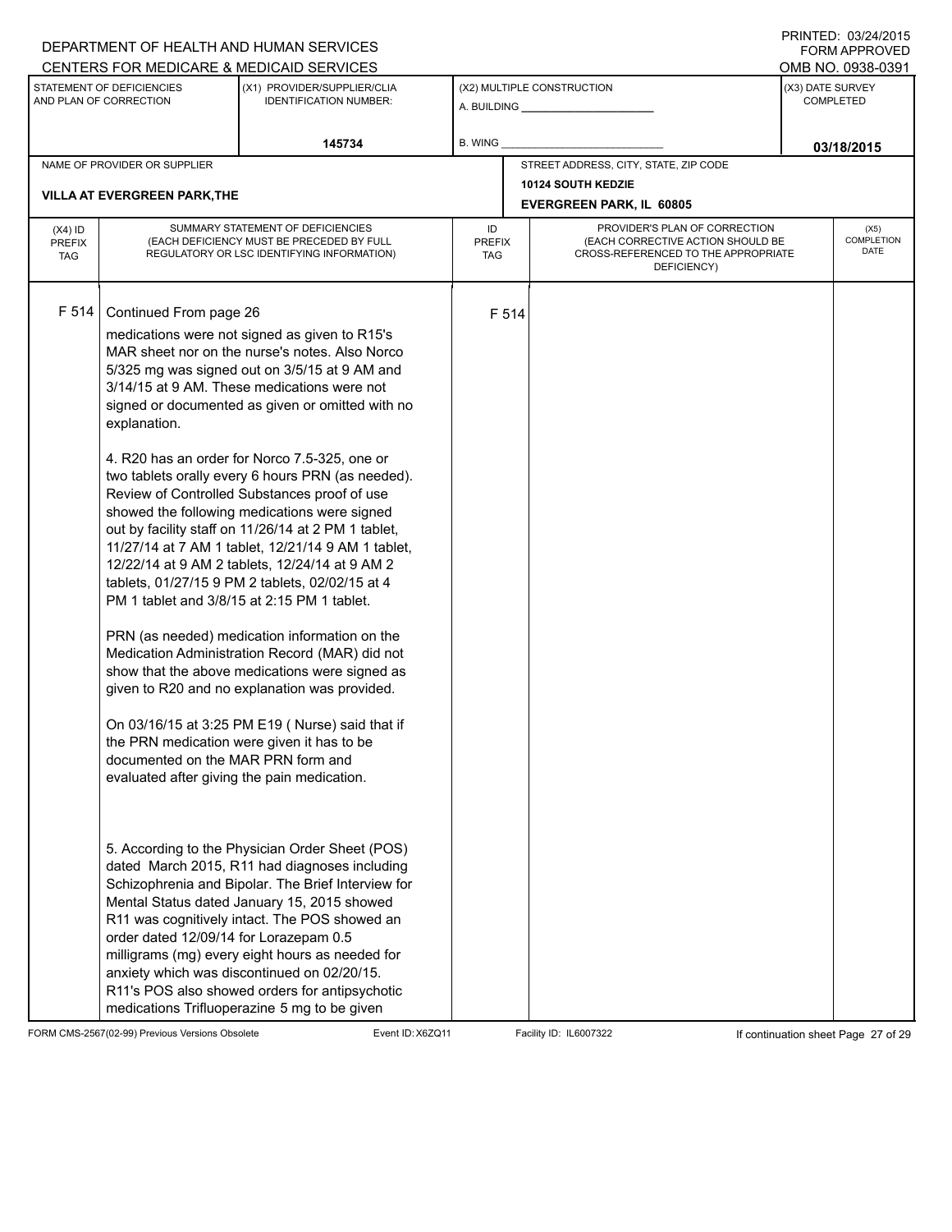DEPARTMENT OF HEALTH AND HUMAN SERVICES
CENTERS FOR MEDICARE & MEDICAID SERVICES

PRINTED: 03/24/2015
FORM APPROVED
OMB NO. 0938-0391

| STATEMENT OF DEFICIENCIES AND PLAN OF CORRECTION | (X1) PROVIDER/SUPPLIER/CLIA IDENTIFICATION NUMBER: | (X2) MULTIPLE CONSTRUCTION | (X3) DATE SURVEY COMPLETED |
|---|---|---|---|
| | 145734 | A. BUILDING ______ B. WING ______ | 03/18/2015 |

| NAME OF PROVIDER OR SUPPLIER | STREET ADDRESS, CITY, STATE, ZIP CODE |
|---|---|
| VILLA AT EVERGREEN PARK,THE | 10124 SOUTH KEDZIE EVERGREEN PARK, IL 60805 |

| (X4) ID PREFIX TAG | SUMMARY STATEMENT OF DEFICIENCIES (EACH DEFICIENCY MUST BE PRECEDED BY FULL REGULATORY OR LSC IDENTIFYING INFORMATION) | ID PREFIX TAG | PROVIDER'S PLAN OF CORRECTION (EACH CORRECTIVE ACTION SHOULD BE CROSS-REFERENCED TO THE APPROPRIATE DEFICIENCY) | (X5) COMPLETION DATE |
|---|---|---|---|---|
| F 514 | Continued From page 26 | F 514 | | |

medications were not signed as given to R15's MAR sheet nor on the nurse's notes. Also Norco 5/325 mg was signed out on 3/5/15 at 9 AM and 3/14/15 at 9 AM. These medications were not signed or documented as given or omitted with no explanation.

4. R20 has an order for Norco 7.5-325, one or two tablets orally every 6 hours PRN (as needed). Review of Controlled Substances proof of use showed the following medications were signed out by facility staff on 11/26/14 at 2 PM 1 tablet, 11/27/14 at 7 AM 1 tablet, 12/21/14 9 AM 1 tablet, 12/22/14 at 9 AM 2 tablets, 12/24/14 at 9 AM 2 tablets, 01/27/15 9 PM 2 tablets, 02/02/15 at 4 PM 1 tablet and 3/8/15 at 2:15 PM 1 tablet.

PRN (as needed) medication information on the Medication Administration Record (MAR) did not show that the above medications were signed as given to R20 and no explanation was provided.

On 03/16/15 at 3:25 PM E19 ( Nurse) said that if the PRN medication were given it has to be documented on the MAR PRN form and evaluated after giving the pain medication.

5. According to the Physician Order Sheet (POS) dated March 2015, R11 had diagnoses including Schizophrenia and Bipolar. The Brief Interview for Mental Status dated January 15, 2015 showed R11 was cognitively intact. The POS showed an order dated 12/09/14 for Lorazepam 0.5 milligrams (mg) every eight hours as needed for anxiety which was discontinued on 02/20/15. R11's POS also showed orders for antipsychotic medications Trifluoperazine 5 mg to be given

FORM CMS-2567(02-99) Previous Versions Obsolete Event ID: X6ZQ11 Facility ID: IL6007322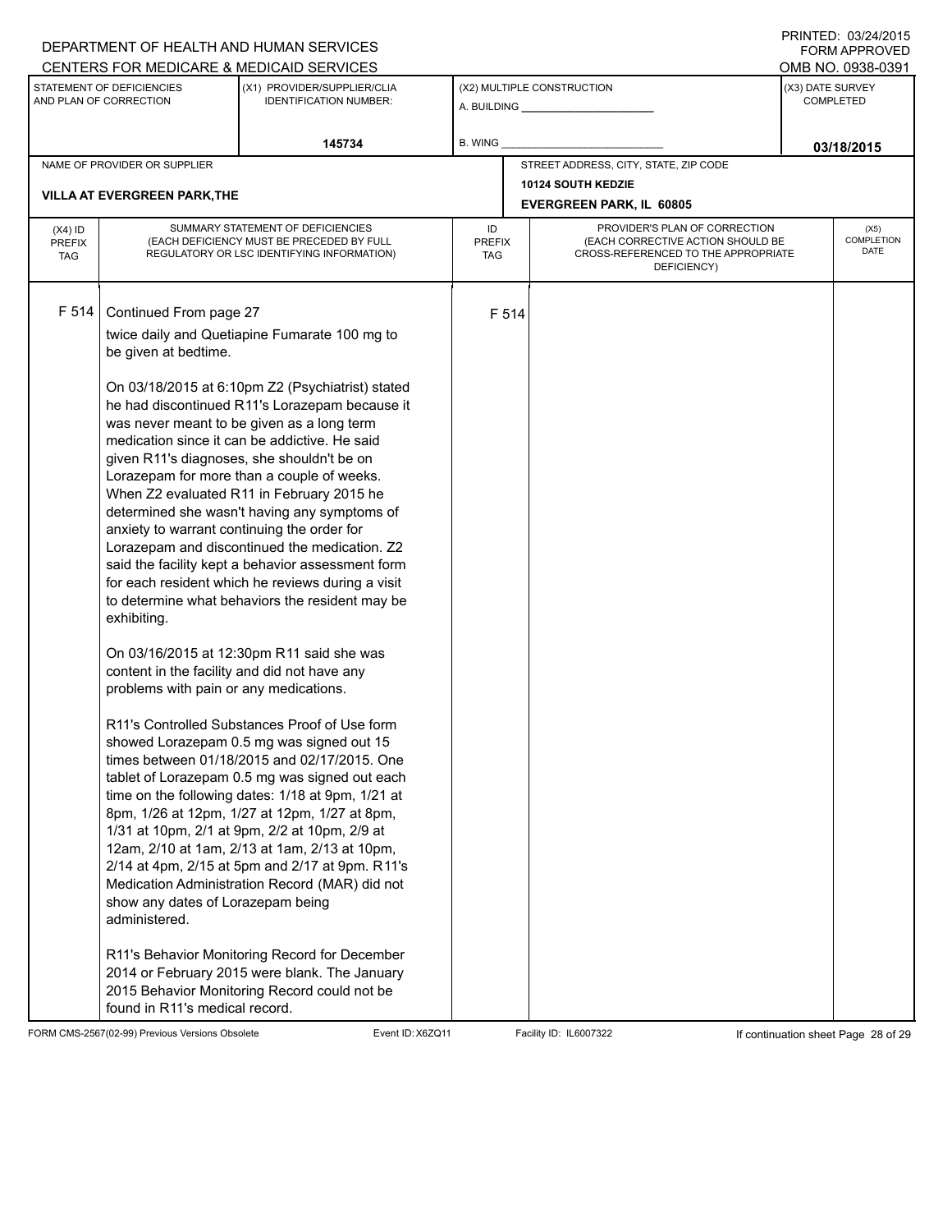DEPARTMENT OF HEALTH AND HUMAN SERVICES
CENTERS FOR MEDICARE & MEDICAID SERVICES

PRINTED: 03/24/2015
FORM APPROVED
OMB NO. 0938-0391

| STATEMENT OF DEFICIENCIES AND PLAN OF CORRECTION | (X1) PROVIDER/SUPPLIER/CLIA IDENTIFICATION NUMBER: | (X2) MULTIPLE CONSTRUCTION | (X3) DATE SURVEY COMPLETED |
|---|---|---|---|
| | 145734 | A. BUILDING ______ B. WING ______ | 03/18/2015 |

| NAME OF PROVIDER OR SUPPLIER | STREET ADDRESS, CITY, STATE, ZIP CODE |
|---|---|
| VILLA AT EVERGREEN PARK,THE | 10124 SOUTH KEDZIE EVERGREEN PARK, IL 60805 |

| (X4) ID PREFIX TAG | SUMMARY STATEMENT OF DEFICIENCIES (EACH DEFICIENCY MUST BE PRECEDED BY FULL REGULATORY OR LSC IDENTIFYING INFORMATION) | ID PREFIX TAG | PROVIDER'S PLAN OF CORRECTION (EACH CORRECTIVE ACTION SHOULD BE CROSS-REFERENCED TO THE APPROPRIATE DEFICIENCY) | (X5) COMPLETION DATE |
|---|---|---|---|---|
| F 514 | Continued From page 27<br>twice daily and Quetiapine Fumarate 100 mg to be given at bedtime.<br><br>On 03/18/2015 at 6:10pm Z2 (Psychiatrist) stated he had discontinued R11's Lorazepam because it was never meant to be given as a long term medication since it can be addictive. He said given R11's diagnoses, she shouldn't be on Lorazepam for more than a couple of weeks. When Z2 evaluated R11 in February 2015 he determined she wasn't having any symptoms of anxiety to warrant continuing the order for Lorazepam and discontinued the medication. Z2 said the facility kept a behavior assessment form for each resident which he reviews during a visit to determine what behaviors the resident may be exhibiting.<br><br>On 03/16/2015 at 12:30pm R11 said she was content in the facility and did not have any problems with pain or any medications.<br><br>R11's Controlled Substances Proof of Use form showed Lorazepam 0.5 mg was signed out 15 times between 01/18/2015 and 02/17/2015. One tablet of Lorazepam 0.5 mg was signed out each time on the following dates: 1/18 at 9pm, 1/21 at 8pm, 1/26 at 12pm, 1/27 at 12pm, 1/27 at 8pm, 1/31 at 10pm, 2/1 at 9pm, 2/2 at 10pm, 2/9 at 12am, 2/10 at 1am, 2/13 at 1am, 2/13 at 10pm, 2/14 at 4pm, 2/15 at 5pm and 2/17 at 9pm. R11's Medication Administration Record (MAR) did not show any dates of Lorazepam being administered.<br><br>R11's Behavior Monitoring Record for December 2014 or February 2015 were blank. The January 2015 Behavior Monitoring Record could not be found in R11's medical record. | F 514 | | |

FORM CMS-2567(02-99) Previous Versions Obsolete | Event ID: X6ZQ11 | Facility ID: IL6007322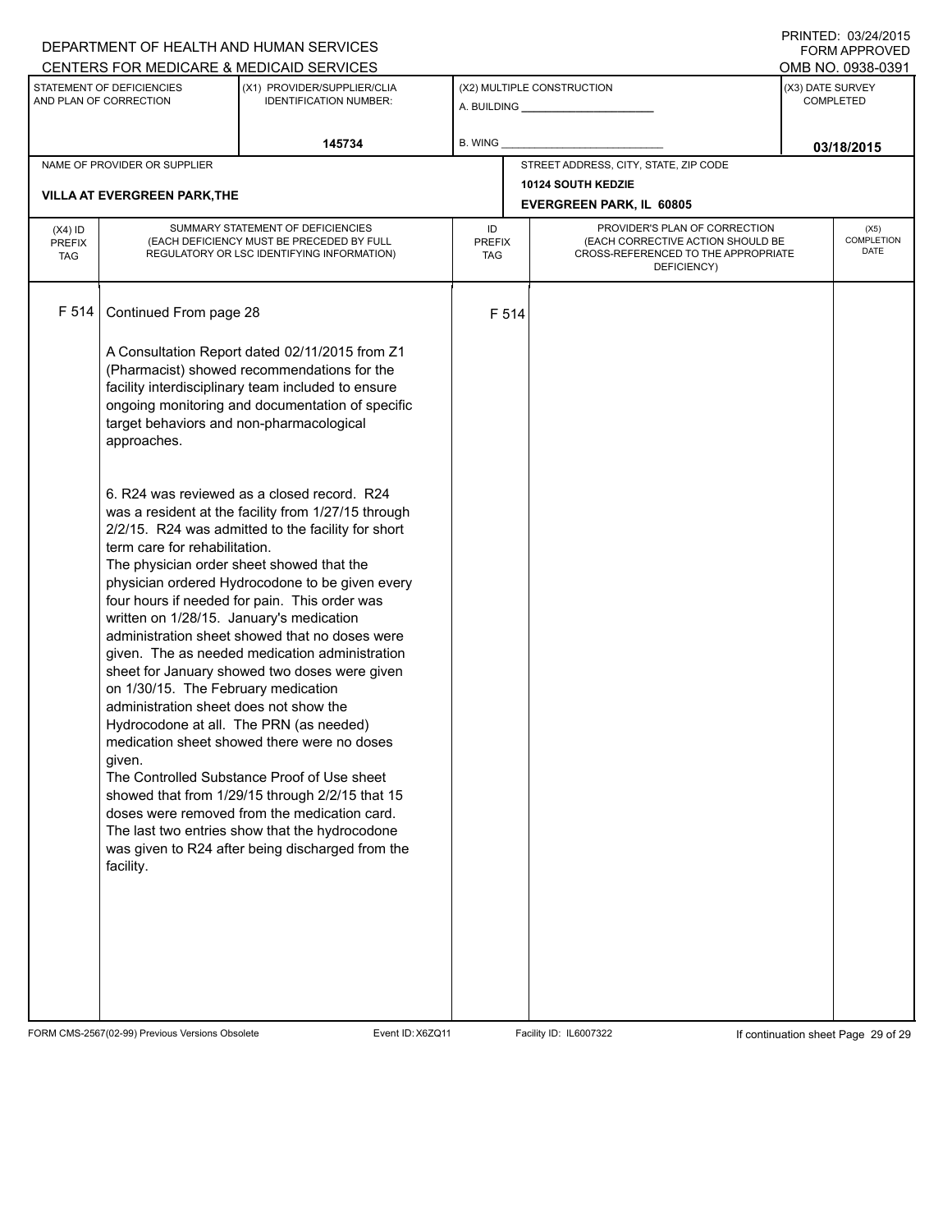DEPARTMENT OF HEALTH AND HUMAN SERVICES
CENTERS FOR MEDICARE & MEDICAID SERVICES

PRINTED: 03/24/2015
FORM APPROVED
OMB NO. 0938-0391

| STATEMENT OF DEFICIENCIES AND PLAN OF CORRECTION | (X1) PROVIDER/SUPPLIER/CLIA IDENTIFICATION NUMBER: | (X2) MULTIPLE CONSTRUCTION | (X3) DATE SURVEY COMPLETED |
|---|---|---|---|
| | 145734 | A. BUILDING ______ B. WING ______ | 03/18/2015 |

| NAME OF PROVIDER OR SUPPLIER | STREET ADDRESS, CITY, STATE, ZIP CODE |
|---|---|
| VILLA AT EVERGREEN PARK,THE | 10124 SOUTH KEDZIE EVERGREEN PARK, IL 60805 |

| (X4) ID PREFIX TAG | SUMMARY STATEMENT OF DEFICIENCIES (EACH DEFICIENCY MUST BE PRECEDED BY FULL REGULATORY OR LSC IDENTIFYING INFORMATION) | ID PREFIX TAG | PROVIDER'S PLAN OF CORRECTION (EACH CORRECTIVE ACTION SHOULD BE CROSS-REFERENCED TO THE APPROPRIATE DEFICIENCY) | (X5) COMPLETION DATE |
|---|---|---|---|---|
| F 514 | Continued From page 28 | F 514 | | |

A Consultation Report dated 02/11/2015 from Z1 (Pharmacist) showed recommendations for the facility interdisciplinary team included to ensure ongoing monitoring and documentation of specific target behaviors and non-pharmacological approaches.

6. R24 was reviewed as a closed record. R24 was a resident at the facility from 1/27/15 through 2/2/15. R24 was admitted to the facility for short term care for rehabilitation.
The physician order sheet showed that the physician ordered Hydrocodone to be given every four hours if needed for pain. This order was written on 1/28/15. January's medication administration sheet showed that no doses were given. The as needed medication administration sheet for January showed two doses were given on 1/30/15. The February medication administration sheet does not show the Hydrocodone at all. The PRN (as needed) medication sheet showed there were no doses given.
The Controlled Substance Proof of Use sheet showed that from 1/29/15 through 2/2/15 that 15 doses were removed from the medication card. The last two entries show that the hydrocodone was given to R24 after being discharged from the facility.

FORM CMS-2567(02-99) Previous Versions Obsolete Event ID: X6ZQ11 Facility ID: IL6007322